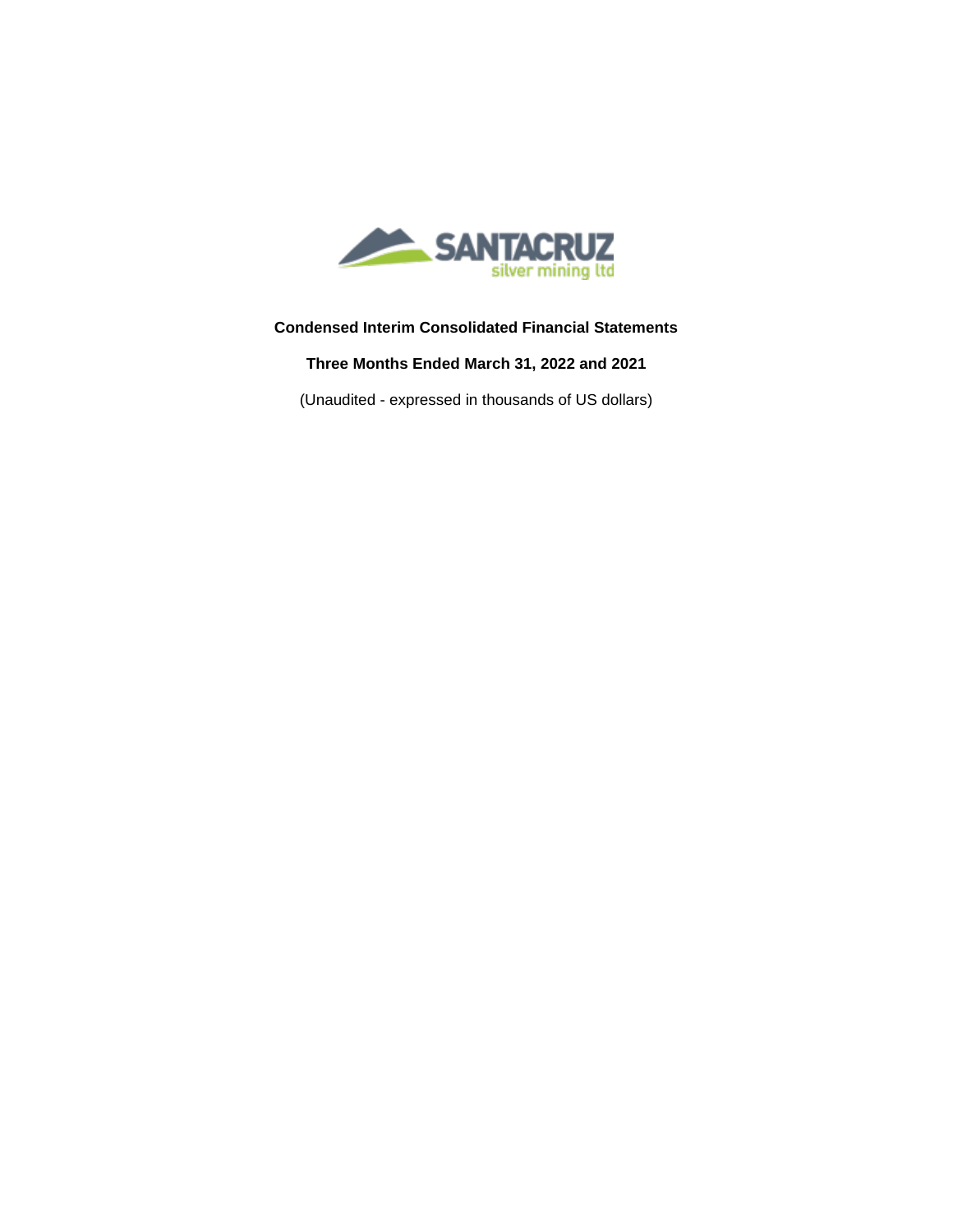SANTACRUZ silver mining ltd

**Condensed Interim Consolidated Financial Statements**

**Three Months Ended March 31, 2022 and 2021**

(Unaudited - expressed in thousands of US dollars)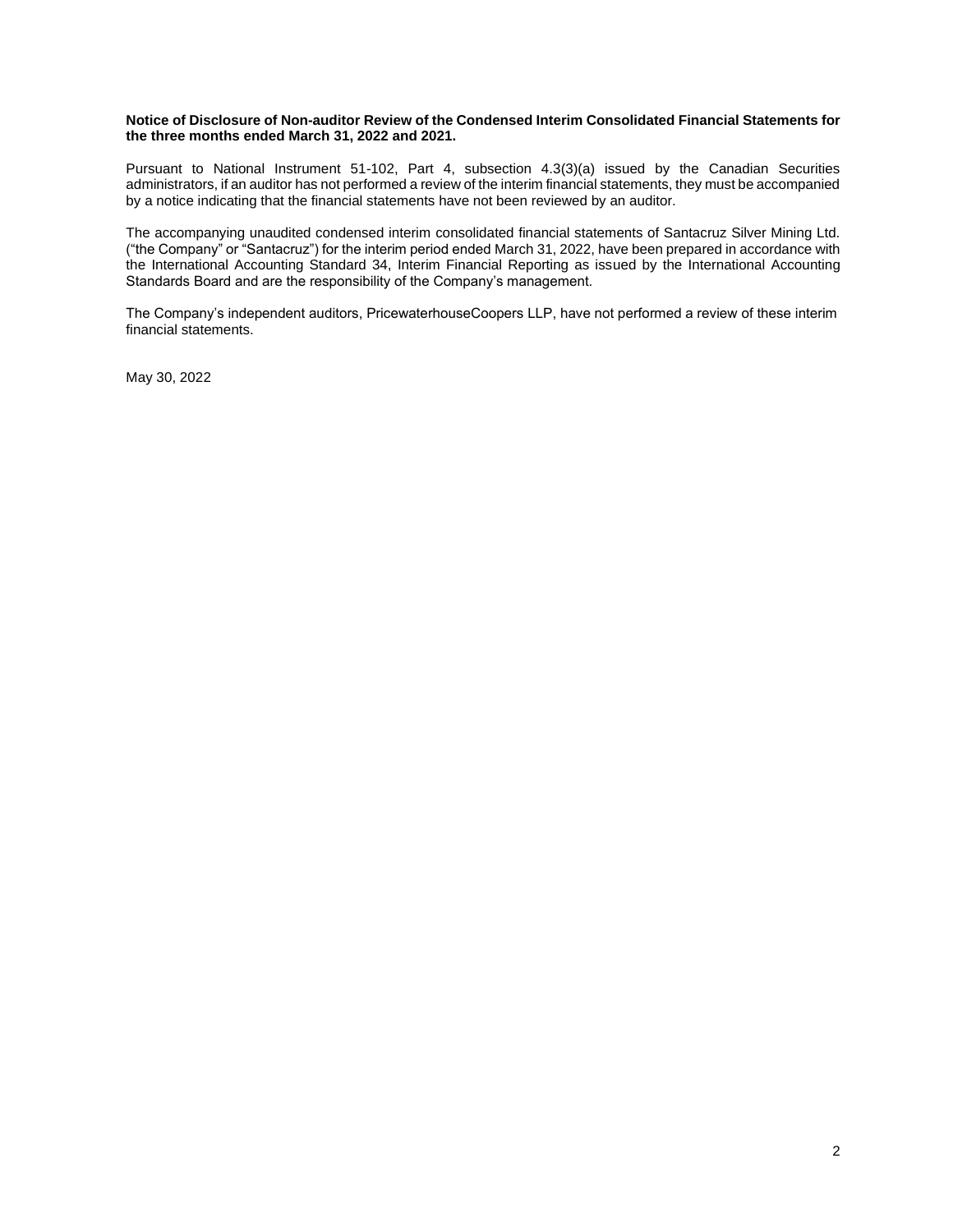**Notice of Disclosure of Non-auditor Review of the Condensed Interim Consolidated Financial Statements for the three months ended March 31, 2022 and 2021.**

Pursuant to National Instrument 51-102, Part 4, subsection 4.3(3)(a) issued by the Canadian Securities administrators, if an auditor has not performed a review of the interim financial statements, they must be accompanied by a notice indicating that the financial statements have not been reviewed by an auditor.

The accompanying unaudited condensed interim consolidated financial statements of Santacruz Silver Mining Ltd. ("the Company" or "Santacruz") for the interim period ended March 31, 2022, have been prepared in accordance with the International Accounting Standard 34, Interim Financial Reporting as issued by the International Accounting Standards Board and are the responsibility of the Company's management.

The Company's independent auditors, PricewaterhouseCoopers LLP, have not performed a review of these interim financial statements.

May 30, 2022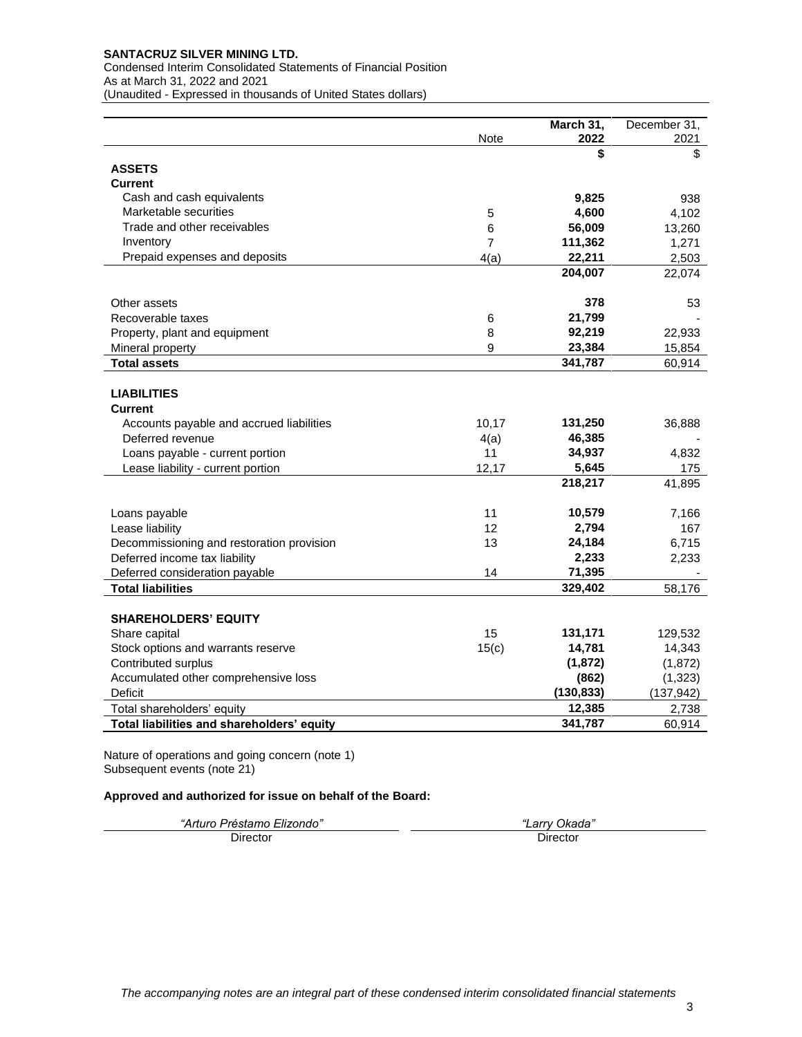**SANTACRUZ SILVER MINING LTD.**
Condensed Interim Consolidated Statements of Financial Position
As at March 31, 2022 and 2021
(Unaudited - Expressed in thousands of United States dollars)

| | Note | **March 31, 2022** | December 31, 2021 |
|---|---|---|---|
| | | **$** | $ |
| **ASSETS** | | | |
| **Current** | | | |
| Cash and cash equivalents | | **9,825** | 938 |
| Marketable securities | 5 | **4,600** | 4,102 |
| Trade and other receivables | 6 | **56,009** | 13,260 |
| Inventory | 7 | **111,362** | 1,271 |
| Prepaid expenses and deposits | 4(a) | **22,211** | 2,503 |
| | | **204,007** | 22,074 |
| Other assets | | **378** | 53 |
| Recoverable taxes | 6 | **21,799** | - |
| Property, plant and equipment | 8 | **92,219** | 22,933 |
| Mineral property | 9 | **23,384** | 15,854 |
| **Total assets** | | **341,787** | 60,914 |
| **LIABILITIES** | | | |
| **Current** | | | |
| Accounts payable and accrued liabilities | 10,17 | **131,250** | 36,888 |
| Deferred revenue | 4(a) | **46,385** | - |
| Loans payable - current portion | 11 | **34,937** | 4,832 |
| Lease liability - current portion | 12,17 | **5,645** | 175 |
| | | **218,217** | 41,895 |
| Loans payable | 11 | **10,579** | 7,166 |
| Lease liability | 12 | **2,794** | 167 |
| Decommissioning and restoration provision | 13 | **24,184** | 6,715 |
| Deferred income tax liability | | **2,233** | 2,233 |
| Deferred consideration payable | 14 | **71,395** | - |
| **Total liabilities** | | **329,402** | 58,176 |
| **SHAREHOLDERS' EQUITY** | | | |
| Share capital | 15 | **131,171** | 129,532 |
| Stock options and warrants reserve | 15(c) | **14,781** | 14,343 |
| Contributed surplus | | **(1,872)** | (1,872) |
| Accumulated other comprehensive loss | | **(862)** | (1,323) |
| Deficit | | **(130,833)** | (137,942) |
| Total shareholders' equity | | **12,385** | 2,738 |
| **Total liabilities and shareholders' equity** | | **341,787** | 60,914 |

Nature of operations and going concern (note 1)
Subsequent events (note 21)

**Approved and authorized for issue on behalf of the Board:**

| *"Arturo Préstamo Elizondo"* | *"Larry Okada"* |
|---|---|
| Director | Director |

*The accompanying notes are an integral part of these condensed interim consolidated financial statements*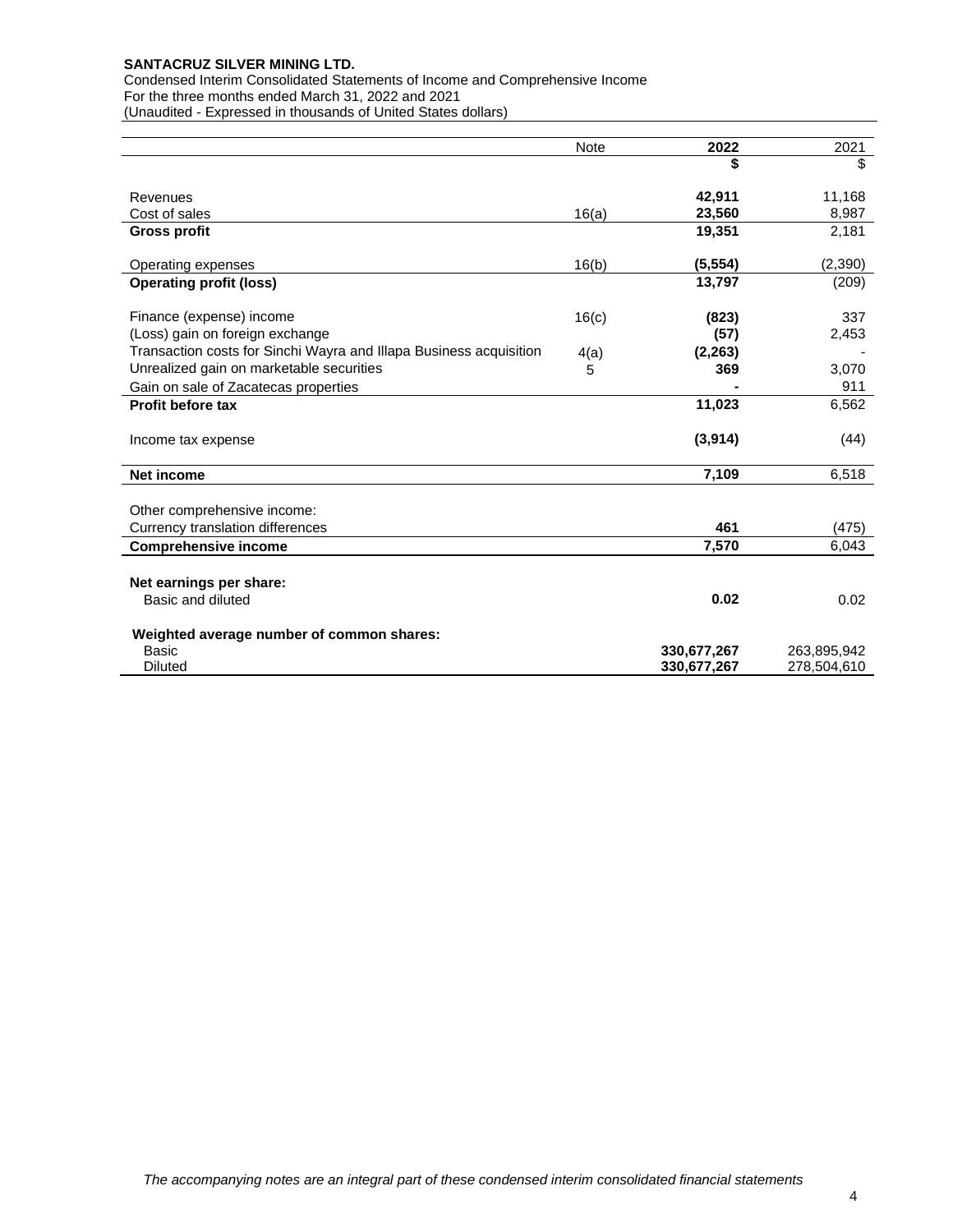**SANTACRUZ SILVER MINING LTD.**
Condensed Interim Consolidated Statements of Income and Comprehensive Income
For the three months ended March 31, 2022 and 2021
(Unaudited - Expressed in thousands of United States dollars)

| | Note | 2022 | 2021 |
|---|---|---|---|
| | | **$** | $ |
| Revenues | | **42,911** | 11,168 |
| Cost of sales | 16(a) | **23,560** | 8,987 |
| **Gross profit** | | **19,351** | 2,181 |
| Operating expenses | 16(b) | **(5,554)** | (2,390) |
| **Operating profit (loss)** | | **13,797** | (209) |
| Finance (expense) income | 16(c) | **(823)** | 337 |
| (Loss) gain on foreign exchange | | **(57)** | 2,453 |
| Transaction costs for Sinchi Wayra and Illapa Business acquisition | 4(a) | **(2,263)** | - |
| Unrealized gain on marketable securities | 5 | **369** | 3,070 |
| Gain on sale of Zacatecas properties | | **-** | 911 |
| **Profit before tax** | | **11,023** | 6,562 |
| Income tax expense | | **(3,914)** | (44) |
| **Net income** | | **7,109** | 6,518 |
| Other comprehensive income: | | | |
| Currency translation differences | | **461** | (475) |
| **Comprehensive income** | | **7,570** | 6,043 |
| **Net earnings per share:** | | | |
| Basic and diluted | | **0.02** | 0.02 |
| **Weighted average number of common shares:** | | | |
| Basic | | **330,677,267** | 263,895,942 |
| Diluted | | **330,677,267** | 278,504,610 |

*The accompanying notes are an integral part of these condensed interim consolidated financial statements*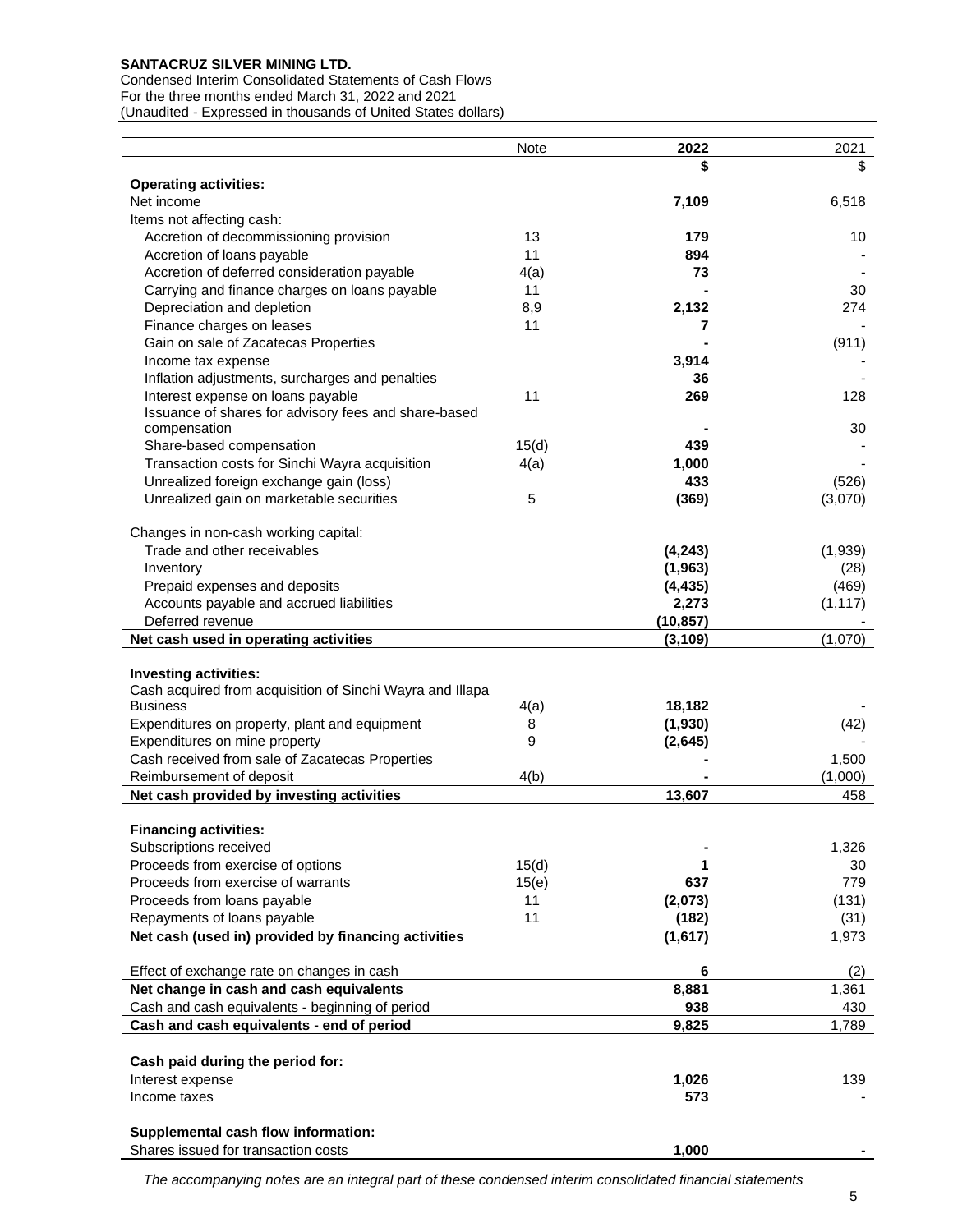**SANTACRUZ SILVER MINING LTD.**
Condensed Interim Consolidated Statements of Cash Flows
For the three months ended March 31, 2022 and 2021
(Unaudited - Expressed in thousands of United States dollars)

| | Note | 2022 | 2021 |
|---|---|---|---|
| | | **$** | $ |
| **Operating activities:** | | | |
| Net income | | **7,109** | 6,518 |
| Items not affecting cash: | | | |
| Accretion of decommissioning provision | 13 | **179** | 10 |
| Accretion of loans payable | 11 | **894** | - |
| Accretion of deferred consideration payable | 4(a) | **73** | - |
| Carrying and finance charges on loans payable | 11 | **-** | 30 |
| Depreciation and depletion | 8,9 | **2,132** | 274 |
| Finance charges on leases | 11 | **7** | - |
| Gain on sale of Zacatecas Properties | | **-** | (911) |
| Income tax expense | | **3,914** | - |
| Inflation adjustments, surcharges and penalties | | **36** | - |
| Interest expense on loans payable | 11 | **269** | 128 |
| Issuance of shares for advisory fees and share-based compensation | | **-** | 30 |
| Share-based compensation | 15(d) | **439** | - |
| Transaction costs for Sinchi Wayra acquisition | 4(a) | **1,000** | - |
| Unrealized foreign exchange gain (loss) | | **433** | (526) |
| Unrealized gain on marketable securities | 5 | **(369)** | (3,070) |
| Changes in non-cash working capital: | | | |
| Trade and other receivables | | **(4,243)** | (1,939) |
| Inventory | | **(1,963)** | (28) |
| Prepaid expenses and deposits | | **(4,435)** | (469) |
| Accounts payable and accrued liabilities | | **2,273** | (1,117) |
| Deferred revenue | | **(10,857)** | - |
| **Net cash used in operating activities** | | **(3,109)** | (1,070) |
| **Investing activities:** | | | |
| Cash acquired from acquisition of Sinchi Wayra and Illapa Business | 4(a) | **18,182** | - |
| Expenditures on property, plant and equipment | 8 | **(1,930)** | (42) |
| Expenditures on mine property | 9 | **(2,645)** | - |
| Cash received from sale of Zacatecas Properties | | **-** | 1,500 |
| Reimbursement of deposit | 4(b) | **-** | (1,000) |
| **Net cash provided by investing activities** | | **13,607** | 458 |
| **Financing activities:** | | | |
| Subscriptions received | | **-** | 1,326 |
| Proceeds from exercise of options | 15(d) | **1** | 30 |
| Proceeds from exercise of warrants | 15(e) | **637** | 779 |
| Proceeds from loans payable | 11 | **(2,073)** | (131) |
| Repayments of loans payable | 11 | **(182)** | (31) |
| **Net cash (used in) provided by financing activities** | | **(1,617)** | 1,973 |
| Effect of exchange rate on changes in cash | | **6** | (2) |
| **Net change in cash and cash equivalents** | | **8,881** | 1,361 |
| Cash and cash equivalents - beginning of period | | **938** | 430 |
| **Cash and cash equivalents - end of period** | | **9,825** | 1,789 |
| **Cash paid during the period for:** | | | |
| Interest expense | | **1,026** | 139 |
| Income taxes | | **573** | - |
| **Supplemental cash flow information:** | | | |
| Shares issued for transaction costs | | **1,000** | - |

*The accompanying notes are an integral part of these condensed interim consolidated financial statements*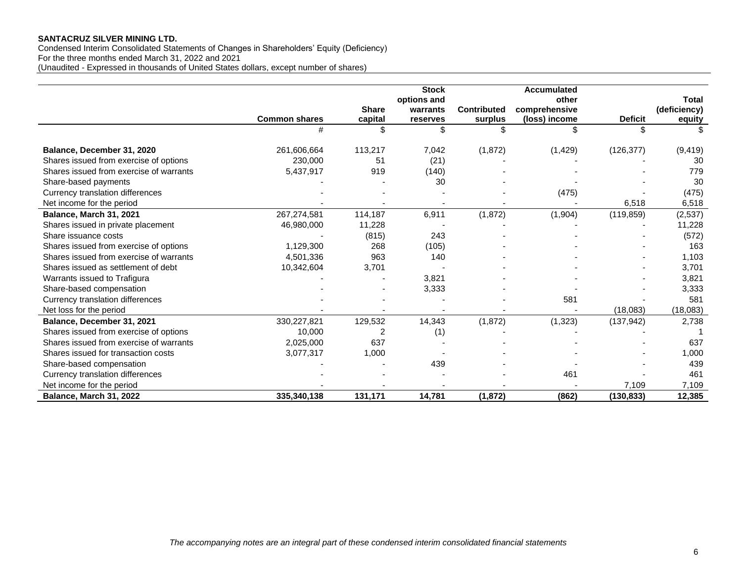**SANTACRUZ SILVER MINING LTD.**
Condensed Interim Consolidated Statements of Changes in Shareholders' Equity (Deficiency)
For the three months ended March 31, 2022 and 2021
(Unaudited - Expressed in thousands of United States dollars, except number of shares)

| | Common shares | Share capital | Stock options and warrants reserves | Contributed surplus | Accumulated other comprehensive (loss) income | Deficit | Total (deficiency) equity |
|---|---|---|---|---|---|---|---|
| | # | $ | $ | $ | $ | $ | $ |
| **Balance, December 31, 2020** | 261,606,664 | 113,217 | 7,042 | (1,872) | (1,429) | (126,377) | (9,419) |
| Shares issued from exercise of options | 230,000 | 51 | (21) | - | - | - | 30 |
| Shares issued from exercise of warrants | 5,437,917 | 919 | (140) | - | - | - | 779 |
| Share-based payments | - | - | 30 | - | - | - | 30 |
| Currency translation differences | - | - | - | - | (475) | - | (475) |
| Net income for the period | - | - | - | - | - | 6,518 | 6,518 |
| **Balance, March 31, 2021** | 267,274,581 | 114,187 | 6,911 | (1,872) | (1,904) | (119,859) | (2,537) |
| Shares issued in private placement | 46,980,000 | 11,228 | - | - | - | - | 11,228 |
| Share issuance costs | - | (815) | 243 | - | - | - | (572) |
| Shares issued from exercise of options | 1,129,300 | 268 | (105) | - | - | - | 163 |
| Shares issued from exercise of warrants | 4,501,336 | 963 | 140 | - | - | - | 1,103 |
| Shares issued as settlement of debt | 10,342,604 | 3,701 | - | - | - | - | 3,701 |
| Warrants issued to Trafigura | - | - | 3,821 | - | - | - | 3,821 |
| Share-based compensation | - | - | 3,333 | - | - | - | 3,333 |
| Currency translation differences | - | - | - | - | 581 | - | 581 |
| Net loss for the period | - | - | - | - | - | (18,083) | (18,083) |
| **Balance, December 31, 2021** | 330,227,821 | 129,532 | 14,343 | (1,872) | (1,323) | (137,942) | 2,738 |
| Shares issued from exercise of options | 10,000 | 2 | (1) | - | - | - | 1 |
| Shares issued from exercise of warrants | 2,025,000 | 637 | - | - | - | - | 637 |
| Shares issued for transaction costs | 3,077,317 | 1,000 | - | - | - | - | 1,000 |
| Share-based compensation | - | - | 439 | - | - | - | 439 |
| Currency translation differences | - | - | - | - | 461 | - | 461 |
| Net income for the period | - | - | - | - | - | 7,109 | 7,109 |
| **Balance, March 31, 2022** | **335,340,138** | **131,171** | **14,781** | **(1,872)** | **(862)** | **(130,833)** | **12,385** |

*The accompanying notes are an integral part of these condensed interim consolidated financial statements*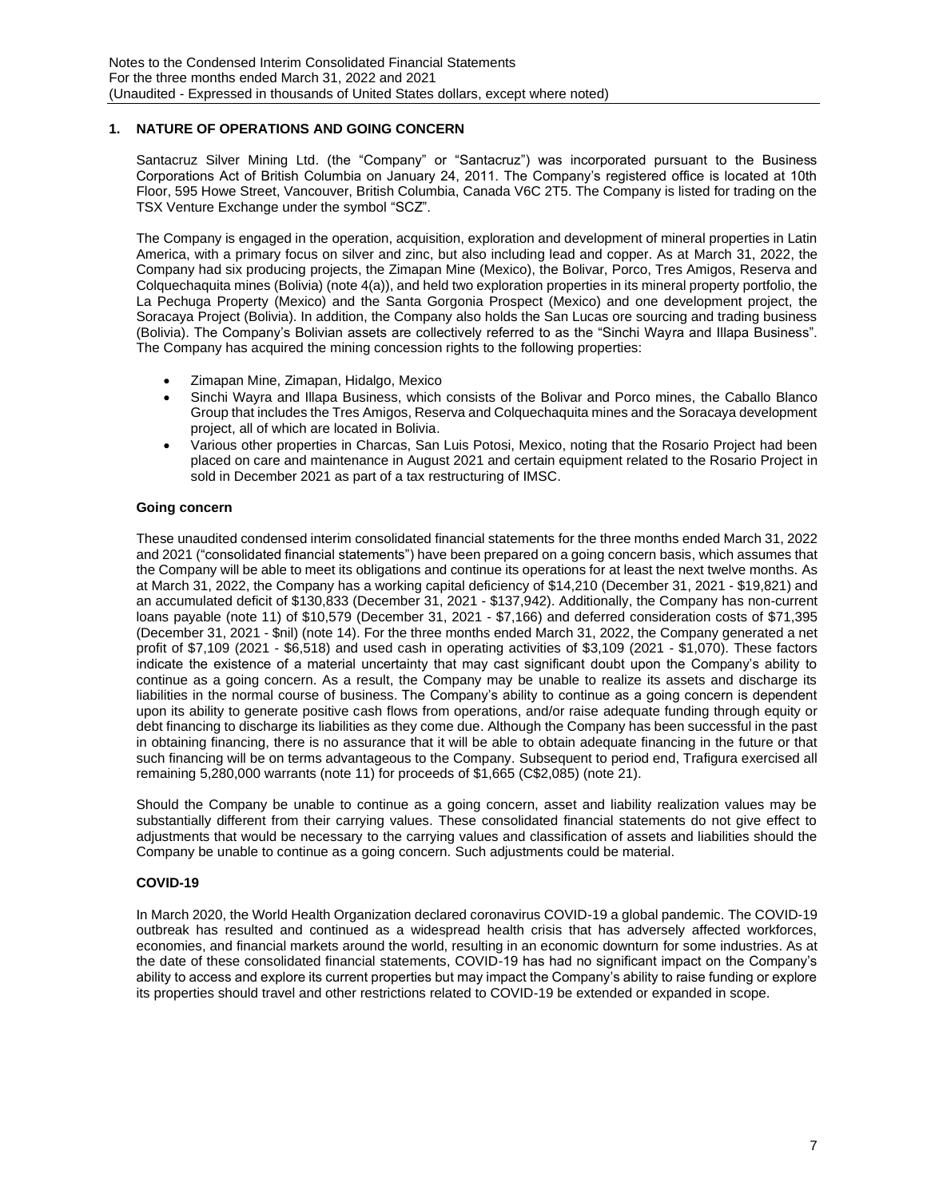## 1. NATURE OF OPERATIONS AND GOING CONCERN

Santacruz Silver Mining Ltd. (the "Company" or "Santacruz") was incorporated pursuant to the Business Corporations Act of British Columbia on January 24, 2011. The Company's registered office is located at 10th Floor, 595 Howe Street, Vancouver, British Columbia, Canada V6C 2T5. The Company is listed for trading on the TSX Venture Exchange under the symbol "SCZ".

The Company is engaged in the operation, acquisition, exploration and development of mineral properties in Latin America, with a primary focus on silver and zinc, but also including lead and copper. As at March 31, 2022, the Company had six producing projects, the Zimapan Mine (Mexico), the Bolivar, Porco, Tres Amigos, Reserva and Colquechaquita mines (Bolivia) (note 4(a)), and held two exploration properties in its mineral property portfolio, the La Pechuga Property (Mexico) and the Santa Gorgonia Prospect (Mexico) and one development project, the Soracaya Project (Bolivia). In addition, the Company also holds the San Lucas ore sourcing and trading business (Bolivia). The Company's Bolivian assets are collectively referred to as the "Sinchi Wayra and Illapa Business". The Company has acquired the mining concession rights to the following properties:

- Zimapan Mine, Zimapan, Hidalgo, Mexico
- Sinchi Wayra and Illapa Business, which consists of the Bolivar and Porco mines, the Caballo Blanco Group that includes the Tres Amigos, Reserva and Colquechaquita mines and the Soracaya development project, all of which are located in Bolivia.
- Various other properties in Charcas, San Luis Potosi, Mexico, noting that the Rosario Project had been placed on care and maintenance in August 2021 and certain equipment related to the Rosario Project in sold in December 2021 as part of a tax restructuring of IMSC.

### Going concern

These unaudited condensed interim consolidated financial statements for the three months ended March 31, 2022 and 2021 ("consolidated financial statements") have been prepared on a going concern basis, which assumes that the Company will be able to meet its obligations and continue its operations for at least the next twelve months. As at March 31, 2022, the Company has a working capital deficiency of $14,210 (December 31, 2021 - $19,821) and an accumulated deficit of $130,833 (December 31, 2021 - $137,942). Additionally, the Company has non-current loans payable (note 11) of $10,579 (December 31, 2021 - $7,166) and deferred consideration costs of $71,395 (December 31, 2021 - $nil) (note 14). For the three months ended March 31, 2022, the Company generated a net profit of $7,109 (2021 - $6,518) and used cash in operating activities of $3,109 (2021 - $1,070). These factors indicate the existence of a material uncertainty that may cast significant doubt upon the Company's ability to continue as a going concern. As a result, the Company may be unable to realize its assets and discharge its liabilities in the normal course of business. The Company's ability to continue as a going concern is dependent upon its ability to generate positive cash flows from operations, and/or raise adequate funding through equity or debt financing to discharge its liabilities as they come due. Although the Company has been successful in the past in obtaining financing, there is no assurance that it will be able to obtain adequate financing in the future or that such financing will be on terms advantageous to the Company. Subsequent to period end, Trafigura exercised all remaining 5,280,000 warrants (note 11) for proceeds of $1,665 (C$2,085) (note 21).

Should the Company be unable to continue as a going concern, asset and liability realization values may be substantially different from their carrying values. These consolidated financial statements do not give effect to adjustments that would be necessary to the carrying values and classification of assets and liabilities should the Company be unable to continue as a going concern. Such adjustments could be material.

### COVID-19

In March 2020, the World Health Organization declared coronavirus COVID-19 a global pandemic. The COVID-19 outbreak has resulted and continued as a widespread health crisis that has adversely affected workforces, economies, and financial markets around the world, resulting in an economic downturn for some industries. As at the date of these consolidated financial statements, COVID-19 has had no significant impact on the Company's ability to access and explore its current properties but may impact the Company's ability to raise funding or explore its properties should travel and other restrictions related to COVID-19 be extended or expanded in scope.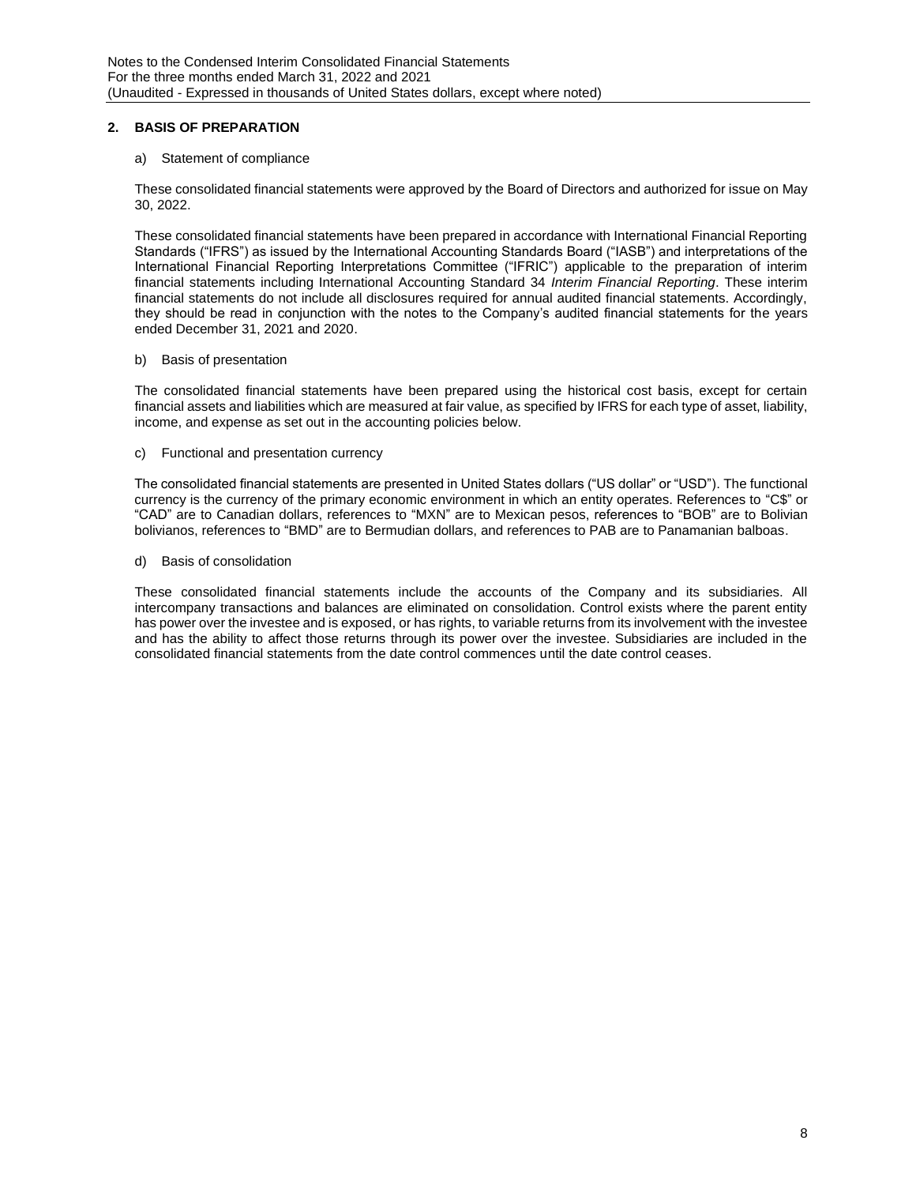## 2. BASIS OF PREPARATION

### a) Statement of compliance

These consolidated financial statements were approved by the Board of Directors and authorized for issue on May 30, 2022.

These consolidated financial statements have been prepared in accordance with International Financial Reporting Standards ("IFRS") as issued by the International Accounting Standards Board ("IASB") and interpretations of the International Financial Reporting Interpretations Committee ("IFRIC") applicable to the preparation of interim financial statements including International Accounting Standard 34 *Interim Financial Reporting*. These interim financial statements do not include all disclosures required for annual audited financial statements. Accordingly, they should be read in conjunction with the notes to the Company's audited financial statements for the years ended December 31, 2021 and 2020.

### b) Basis of presentation

The consolidated financial statements have been prepared using the historical cost basis, except for certain financial assets and liabilities which are measured at fair value, as specified by IFRS for each type of asset, liability, income, and expense as set out in the accounting policies below.

### c) Functional and presentation currency

The consolidated financial statements are presented in United States dollars ("US dollar" or "USD"). The functional currency is the currency of the primary economic environment in which an entity operates. References to "C$" or "CAD" are to Canadian dollars, references to "MXN" are to Mexican pesos, references to "BOB" are to Bolivian bolivianos, references to "BMD" are to Bermudian dollars, and references to PAB are to Panamanian balboas.

### d) Basis of consolidation

These consolidated financial statements include the accounts of the Company and its subsidiaries. All intercompany transactions and balances are eliminated on consolidation. Control exists where the parent entity has power over the investee and is exposed, or has rights, to variable returns from its involvement with the investee and has the ability to affect those returns through its power over the investee. Subsidiaries are included in the consolidated financial statements from the date control commences until the date control ceases.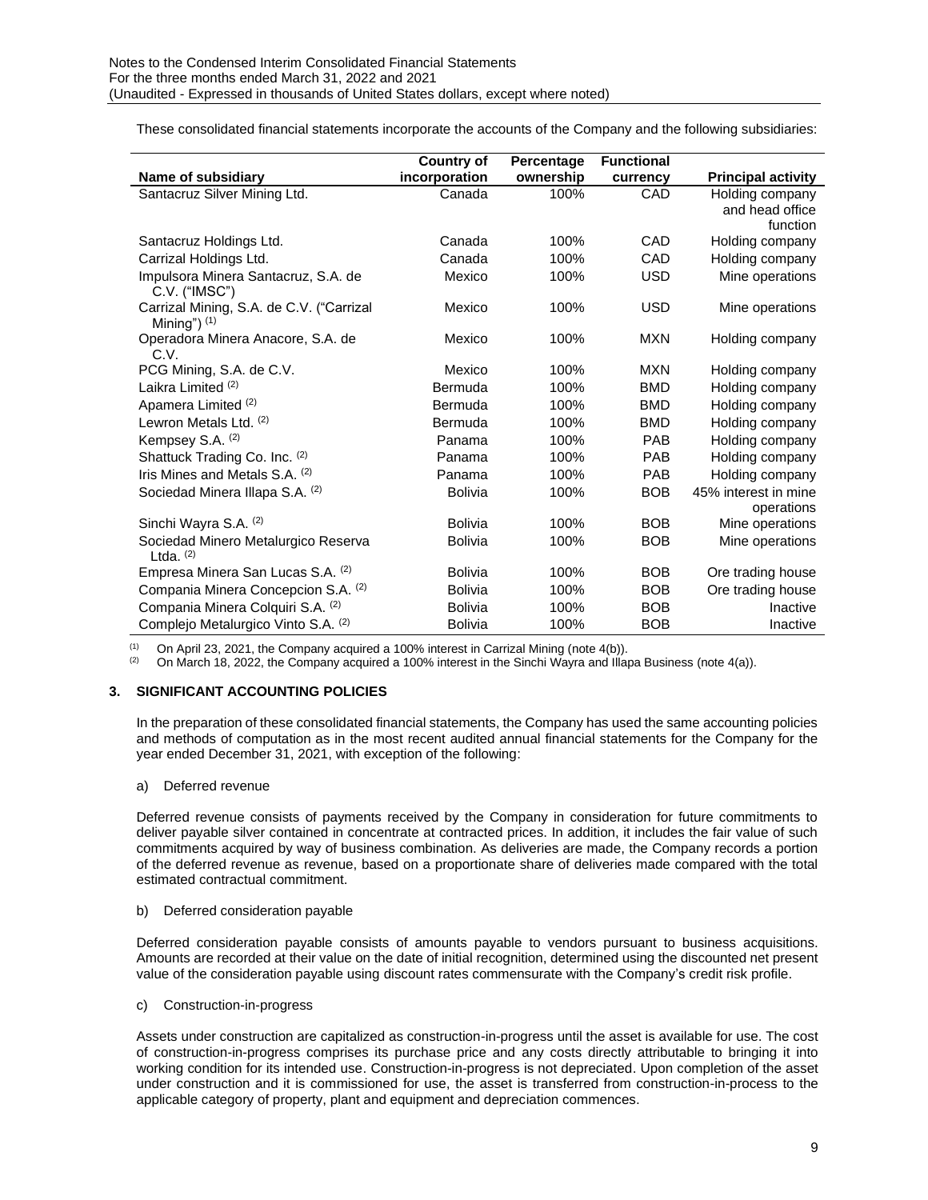These consolidated financial statements incorporate the accounts of the Company and the following subsidiaries:

| Name of subsidiary | Country of incorporation | Percentage ownership | Functional currency | Principal activity |
|---|---|---|---|---|
| Santacruz Silver Mining Ltd. | Canada | 100% | CAD | Holding company and head office function |
| Santacruz Holdings Ltd. | Canada | 100% | CAD | Holding company |
| Carrizal Holdings Ltd. | Canada | 100% | CAD | Holding company |
| Impulsora Minera Santacruz, S.A. de C.V. ("IMSC") | Mexico | 100% | USD | Mine operations |
| Carrizal Mining, S.A. de C.V. ("Carrizal Mining") (1) | Mexico | 100% | USD | Mine operations |
| Operadora Minera Anacore, S.A. de C.V. | Mexico | 100% | MXN | Holding company |
| PCG Mining, S.A. de C.V. | Mexico | 100% | MXN | Holding company |
| Laikra Limited (2) | Bermuda | 100% | BMD | Holding company |
| Apamera Limited (2) | Bermuda | 100% | BMD | Holding company |
| Lewron Metals Ltd. (2) | Bermuda | 100% | BMD | Holding company |
| Kempsey S.A. (2) | Panama | 100% | PAB | Holding company |
| Shattuck Trading Co. Inc. (2) | Panama | 100% | PAB | Holding company |
| Iris Mines and Metals S.A. (2) | Panama | 100% | PAB | Holding company |
| Sociedad Minera Illapa S.A. (2) | Bolivia | 100% | BOB | 45% interest in mine operations |
| Sinchi Wayra S.A. (2) | Bolivia | 100% | BOB | Mine operations |
| Sociedad Minero Metalurgico Reserva Ltda. (2) | Bolivia | 100% | BOB | Mine operations |
| Empresa Minera San Lucas S.A. (2) | Bolivia | 100% | BOB | Ore trading house |
| Compania Minera Concepcion S.A. (2) | Bolivia | 100% | BOB | Ore trading house |
| Compania Minera Colquiri S.A. (2) | Bolivia | 100% | BOB | Inactive |
| Complejo Metalurgico Vinto S.A. (2) | Bolivia | 100% | BOB | Inactive |

(1) On April 23, 2021, the Company acquired a 100% interest in Carrizal Mining (note 4(b)).
(2) On March 18, 2022, the Company acquired a 100% interest in the Sinchi Wayra and Illapa Business (note 4(a)).

## 3. SIGNIFICANT ACCOUNTING POLICIES

In the preparation of these consolidated financial statements, the Company has used the same accounting policies and methods of computation as in the most recent audited annual financial statements for the Company for the year ended December 31, 2021, with exception of the following:

a) Deferred revenue

Deferred revenue consists of payments received by the Company in consideration for future commitments to deliver payable silver contained in concentrate at contracted prices. In addition, it includes the fair value of such commitments acquired by way of business combination. As deliveries are made, the Company records a portion of the deferred revenue as revenue, based on a proportionate share of deliveries made compared with the total estimated contractual commitment.

b) Deferred consideration payable

Deferred consideration payable consists of amounts payable to vendors pursuant to business acquisitions. Amounts are recorded at their value on the date of initial recognition, determined using the discounted net present value of the consideration payable using discount rates commensurate with the Company's credit risk profile.

c) Construction-in-progress

Assets under construction are capitalized as construction-in-progress until the asset is available for use. The cost of construction-in-progress comprises its purchase price and any costs directly attributable to bringing it into working condition for its intended use. Construction-in-progress is not depreciated. Upon completion of the asset under construction and it is commissioned for use, the asset is transferred from construction-in-process to the applicable category of property, plant and equipment and depreciation commences.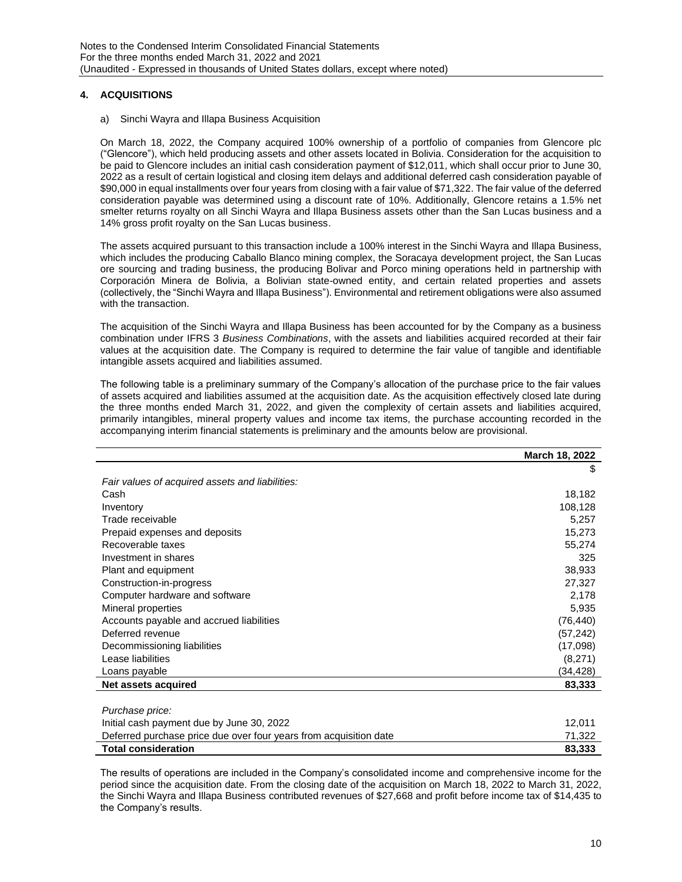## 4. ACQUISITIONS

a) Sinchi Wayra and Illapa Business Acquisition

On March 18, 2022, the Company acquired 100% ownership of a portfolio of companies from Glencore plc ("Glencore"), which held producing assets and other assets located in Bolivia. Consideration for the acquisition to be paid to Glencore includes an initial cash consideration payment of $12,011, which shall occur prior to June 30, 2022 as a result of certain logistical and closing item delays and additional deferred cash consideration payable of $90,000 in equal installments over four years from closing with a fair value of $71,322. The fair value of the deferred consideration payable was determined using a discount rate of 10%. Additionally, Glencore retains a 1.5% net smelter returns royalty on all Sinchi Wayra and Illapa Business assets other than the San Lucas business and a 14% gross profit royalty on the San Lucas business.

The assets acquired pursuant to this transaction include a 100% interest in the Sinchi Wayra and Illapa Business, which includes the producing Caballo Blanco mining complex, the Soracaya development project, the San Lucas ore sourcing and trading business, the producing Bolivar and Porco mining operations held in partnership with Corporación Minera de Bolivia, a Bolivian state-owned entity, and certain related properties and assets (collectively, the "Sinchi Wayra and Illapa Business"). Environmental and retirement obligations were also assumed with the transaction.

The acquisition of the Sinchi Wayra and Illapa Business has been accounted for by the Company as a business combination under IFRS 3 *Business Combinations*, with the assets and liabilities acquired recorded at their fair values at the acquisition date. The Company is required to determine the fair value of tangible and identifiable intangible assets acquired and liabilities assumed.

The following table is a preliminary summary of the Company's allocation of the purchase price to the fair values of assets acquired and liabilities assumed at the acquisition date. As the acquisition effectively closed late during the three months ended March 31, 2022, and given the complexity of certain assets and liabilities acquired, primarily intangibles, mineral property values and income tax items, the purchase accounting recorded in the accompanying interim financial statements is preliminary and the amounts below are provisional.

| | **March 18, 2022** |
|---|---|
| | $ |
| *Fair values of acquired assets and liabilities:* | |
| Cash | 18,182 |
| Inventory | 108,128 |
| Trade receivable | 5,257 |
| Prepaid expenses and deposits | 15,273 |
| Recoverable taxes | 55,274 |
| Investment in shares | 325 |
| Plant and equipment | 38,933 |
| Construction-in-progress | 27,327 |
| Computer hardware and software | 2,178 |
| Mineral properties | 5,935 |
| Accounts payable and accrued liabilities | (76,440) |
| Deferred revenue | (57,242) |
| Decommissioning liabilities | (17,098) |
| Lease liabilities | (8,271) |
| Loans payable | (34,428) |
| **Net assets acquired** | **83,333** |
| | |
| *Purchase price:* | |
| Initial cash payment due by June 30, 2022 | 12,011 |
| Deferred purchase price due over four years from acquisition date | 71,322 |
| **Total consideration** | **83,333** |

The results of operations are included in the Company's consolidated income and comprehensive income for the period since the acquisition date. From the closing date of the acquisition on March 18, 2022 to March 31, 2022, the Sinchi Wayra and Illapa Business contributed revenues of $27,668 and profit before income tax of $14,435 to the Company's results.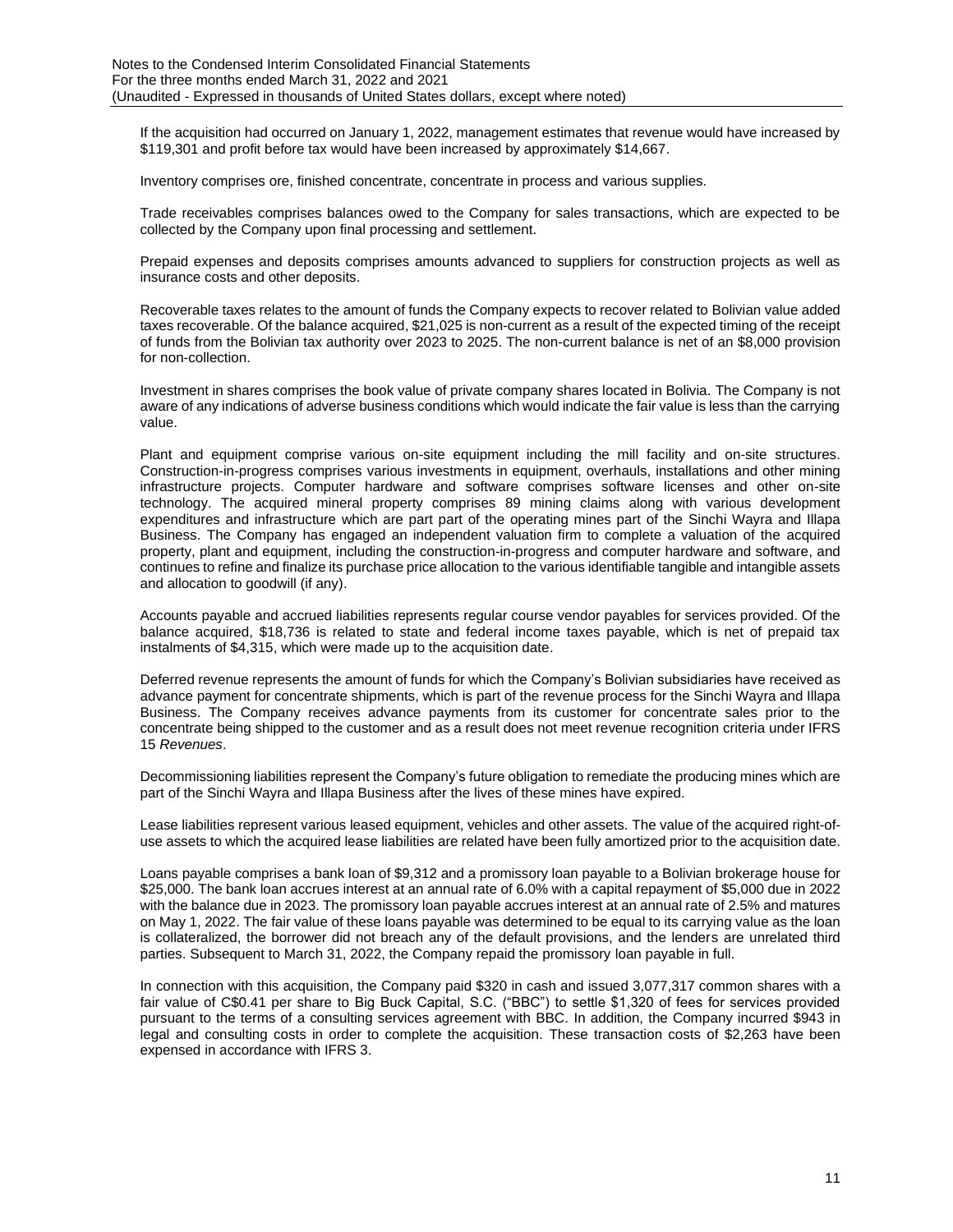If the acquisition had occurred on January 1, 2022, management estimates that revenue would have increased by $119,301 and profit before tax would have been increased by approximately $14,667.

Inventory comprises ore, finished concentrate, concentrate in process and various supplies.

Trade receivables comprises balances owed to the Company for sales transactions, which are expected to be collected by the Company upon final processing and settlement.

Prepaid expenses and deposits comprises amounts advanced to suppliers for construction projects as well as insurance costs and other deposits.

Recoverable taxes relates to the amount of funds the Company expects to recover related to Bolivian value added taxes recoverable. Of the balance acquired, $21,025 is non-current as a result of the expected timing of the receipt of funds from the Bolivian tax authority over 2023 to 2025. The non-current balance is net of an $8,000 provision for non-collection.

Investment in shares comprises the book value of private company shares located in Bolivia. The Company is not aware of any indications of adverse business conditions which would indicate the fair value is less than the carrying value.

Plant and equipment comprise various on-site equipment including the mill facility and on-site structures. Construction-in-progress comprises various investments in equipment, overhauls, installations and other mining infrastructure projects. Computer hardware and software comprises software licenses and other on-site technology. The acquired mineral property comprises 89 mining claims along with various development expenditures and infrastructure which are part part of the operating mines part of the Sinchi Wayra and Illapa Business. The Company has engaged an independent valuation firm to complete a valuation of the acquired property, plant and equipment, including the construction-in-progress and computer hardware and software, and continues to refine and finalize its purchase price allocation to the various identifiable tangible and intangible assets and allocation to goodwill (if any).

Accounts payable and accrued liabilities represents regular course vendor payables for services provided. Of the balance acquired, $18,736 is related to state and federal income taxes payable, which is net of prepaid tax instalments of $4,315, which were made up to the acquisition date.

Deferred revenue represents the amount of funds for which the Company's Bolivian subsidiaries have received as advance payment for concentrate shipments, which is part of the revenue process for the Sinchi Wayra and Illapa Business. The Company receives advance payments from its customer for concentrate sales prior to the concentrate being shipped to the customer and as a result does not meet revenue recognition criteria under IFRS 15 *Revenues*.

Decommissioning liabilities represent the Company's future obligation to remediate the producing mines which are part of the Sinchi Wayra and Illapa Business after the lives of these mines have expired.

Lease liabilities represent various leased equipment, vehicles and other assets. The value of the acquired right-of-use assets to which the acquired lease liabilities are related have been fully amortized prior to the acquisition date.

Loans payable comprises a bank loan of $9,312 and a promissory loan payable to a Bolivian brokerage house for $25,000. The bank loan accrues interest at an annual rate of 6.0% with a capital repayment of $5,000 due in 2022 with the balance due in 2023. The promissory loan payable accrues interest at an annual rate of 2.5% and matures on May 1, 2022. The fair value of these loans payable was determined to be equal to its carrying value as the loan is collateralized, the borrower did not breach any of the default provisions, and the lenders are unrelated third parties. Subsequent to March 31, 2022, the Company repaid the promissory loan payable in full.

In connection with this acquisition, the Company paid $320 in cash and issued 3,077,317 common shares with a fair value of C$0.41 per share to Big Buck Capital, S.C. ("BBC") to settle $1,320 of fees for services provided pursuant to the terms of a consulting services agreement with BBC. In addition, the Company incurred $943 in legal and consulting costs in order to complete the acquisition. These transaction costs of $2,263 have been expensed in accordance with IFRS 3.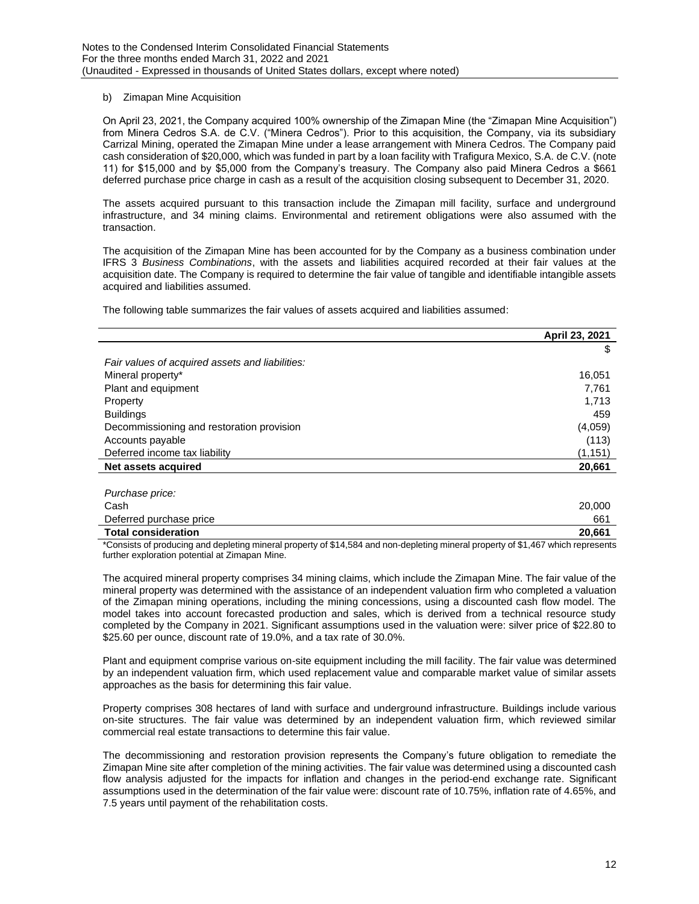b) Zimapan Mine Acquisition

On April 23, 2021, the Company acquired 100% ownership of the Zimapan Mine (the "Zimapan Mine Acquisition") from Minera Cedros S.A. de C.V. ("Minera Cedros"). Prior to this acquisition, the Company, via its subsidiary Carrizal Mining, operated the Zimapan Mine under a lease arrangement with Minera Cedros. The Company paid cash consideration of $20,000, which was funded in part by a loan facility with Trafigura Mexico, S.A. de C.V. (note 11) for $15,000 and by $5,000 from the Company's treasury. The Company also paid Minera Cedros a $661 deferred purchase price charge in cash as a result of the acquisition closing subsequent to December 31, 2020.

The assets acquired pursuant to this transaction include the Zimapan mill facility, surface and underground infrastructure, and 34 mining claims. Environmental and retirement obligations were also assumed with the transaction.

The acquisition of the Zimapan Mine has been accounted for by the Company as a business combination under IFRS 3 *Business Combinations*, with the assets and liabilities acquired recorded at their fair values at the acquisition date. The Company is required to determine the fair value of tangible and identifiable intangible assets acquired and liabilities assumed.

The following table summarizes the fair values of assets acquired and liabilities assumed:

| | **April 23, 2021** |
|---|---|
| | $ |
| *Fair values of acquired assets and liabilities:* | |
| Mineral property* | 16,051 |
| Plant and equipment | 7,761 |
| Property | 1,713 |
| Buildings | 459 |
| Decommissioning and restoration provision | (4,059) |
| Accounts payable | (113) |
| Deferred income tax liability | (1,151) |
| **Net assets acquired** | **20,661** |
| | |
| *Purchase price:* | |
| Cash | 20,000 |
| Deferred purchase price | 661 |
| **Total consideration** | **20,661** |

*Consists of producing and depleting mineral property of $14,584 and non-depleting mineral property of $1,467 which represents further exploration potential at Zimapan Mine.

The acquired mineral property comprises 34 mining claims, which include the Zimapan Mine. The fair value of the mineral property was determined with the assistance of an independent valuation firm who completed a valuation of the Zimapan mining operations, including the mining concessions, using a discounted cash flow model. The model takes into account forecasted production and sales, which is derived from a technical resource study completed by the Company in 2021. Significant assumptions used in the valuation were: silver price of $22.80 to $25.60 per ounce, discount rate of 19.0%, and a tax rate of 30.0%.

Plant and equipment comprise various on-site equipment including the mill facility. The fair value was determined by an independent valuation firm, which used replacement value and comparable market value of similar assets approaches as the basis for determining this fair value.

Property comprises 308 hectares of land with surface and underground infrastructure. Buildings include various on-site structures. The fair value was determined by an independent valuation firm, which reviewed similar commercial real estate transactions to determine this fair value.

The decommissioning and restoration provision represents the Company's future obligation to remediate the Zimapan Mine site after completion of the mining activities. The fair value was determined using a discounted cash flow analysis adjusted for the impacts for inflation and changes in the period-end exchange rate. Significant assumptions used in the determination of the fair value were: discount rate of 10.75%, inflation rate of 4.65%, and 7.5 years until payment of the rehabilitation costs.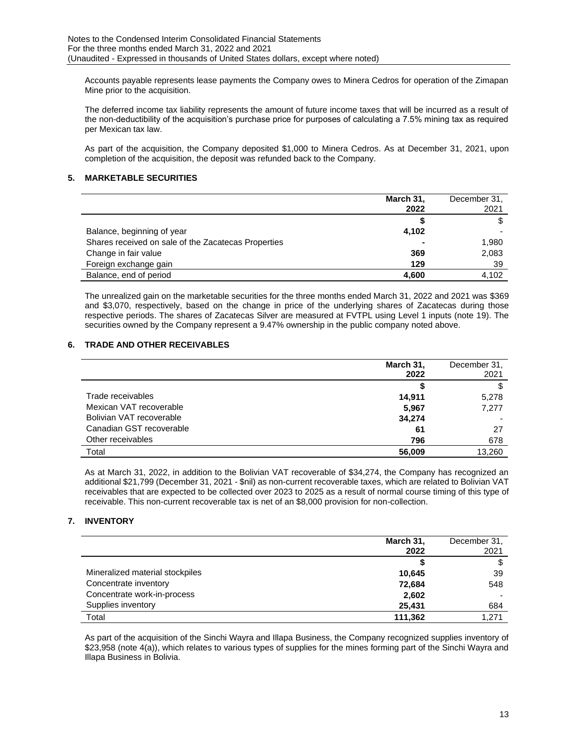Accounts payable represents lease payments the Company owes to Minera Cedros for operation of the Zimapan Mine prior to the acquisition.

The deferred income tax liability represents the amount of future income taxes that will be incurred as a result of the non-deductibility of the acquisition's purchase price for purposes of calculating a 7.5% mining tax as required per Mexican tax law.

As part of the acquisition, the Company deposited $1,000 to Minera Cedros. As at December 31, 2021, upon completion of the acquisition, the deposit was refunded back to the Company.

## 5. MARKETABLE SECURITIES

| | **March 31, 2022** | December 31, 2021 |
|---|---|---|
| | **$** | $ |
| Balance, beginning of year | **4,102** | - |
| Shares received on sale of the Zacatecas Properties | **-** | 1,980 |
| Change in fair value | **369** | 2,083 |
| Foreign exchange gain | **129** | 39 |
| Balance, end of period | **4,600** | 4,102 |

The unrealized gain on the marketable securities for the three months ended March 31, 2022 and 2021 was $369 and $3,070, respectively, based on the change in price of the underlying shares of Zacatecas during those respective periods. The shares of Zacatecas Silver are measured at FVTPL using Level 1 inputs (note 19). The securities owned by the Company represent a 9.47% ownership in the public company noted above.

## 6. TRADE AND OTHER RECEIVABLES

| | **March 31, 2022** | December 31, 2021 |
|---|---|---|
| | **$** | $ |
| Trade receivables | **14,911** | 5,278 |
| Mexican VAT recoverable | **5,967** | 7,277 |
| Bolivian VAT recoverable | **34,274** | - |
| Canadian GST recoverable | **61** | 27 |
| Other receivables | **796** | 678 |
| Total | **56,009** | 13,260 |

As at March 31, 2022, in addition to the Bolivian VAT recoverable of $34,274, the Company has recognized an additional $21,799 (December 31, 2021 - $nil) as non-current recoverable taxes, which are related to Bolivian VAT receivables that are expected to be collected over 2023 to 2025 as a result of normal course timing of this type of receivable. This non-current recoverable tax is net of an $8,000 provision for non-collection.

## 7. INVENTORY

| | **March 31, 2022** | December 31, 2021 |
|---|---|---|
| | **$** | $ |
| Mineralized material stockpiles | **10,645** | 39 |
| Concentrate inventory | **72,684** | 548 |
| Concentrate work-in-process | **2,602** | - |
| Supplies inventory | **25,431** | 684 |
| Total | **111,362** | 1,271 |

As part of the acquisition of the Sinchi Wayra and Illapa Business, the Company recognized supplies inventory of $23,958 (note 4(a)), which relates to various types of supplies for the mines forming part of the Sinchi Wayra and Illapa Business in Bolivia.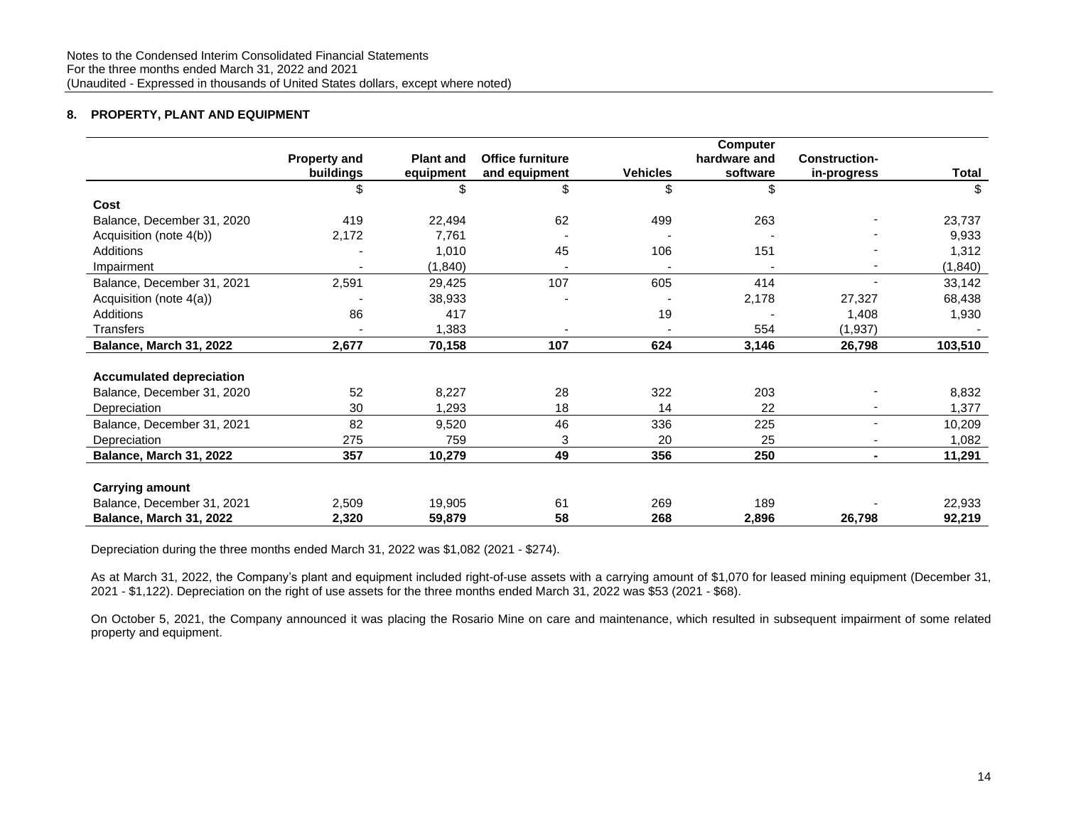## 8. PROPERTY, PLANT AND EQUIPMENT

| | Property and buildings | Plant and equipment | Office furniture and equipment | Vehicles | Computer hardware and software | Construction-in-progress | Total |
|---|---|---|---|---|---|---|---|
| | $ | $ | $ | $ | $ | | $ |
| **Cost** | | | | | | | |
| Balance, December 31, 2020 | 419 | 22,494 | 62 | 499 | 263 | - | 23,737 |
| Acquisition (note 4(b)) | 2,172 | 7,761 | - | - | - | - | 9,933 |
| Additions | - | 1,010 | 45 | 106 | 151 | - | 1,312 |
| Impairment | - | (1,840) | - | - | - | - | (1,840) |
| Balance, December 31, 2021 | 2,591 | 29,425 | 107 | 605 | 414 | - | 33,142 |
| Acquisition (note 4(a)) | - | 38,933 | - | - | 2,178 | 27,327 | 68,438 |
| Additions | 86 | 417 | | 19 | - | 1,408 | 1,930 |
| Transfers | - | 1,383 | - | - | 554 | (1,937) | - |
| **Balance, March 31, 2022** | **2,677** | **70,158** | **107** | **624** | **3,146** | **26,798** | **103,510** |
| | | | | | | | |
| **Accumulated depreciation** | | | | | | | |
| Balance, December 31, 2020 | 52 | 8,227 | 28 | 322 | 203 | - | 8,832 |
| Depreciation | 30 | 1,293 | 18 | 14 | 22 | - | 1,377 |
| Balance, December 31, 2021 | 82 | 9,520 | 46 | 336 | 225 | - | 10,209 |
| Depreciation | 275 | 759 | 3 | 20 | 25 | - | 1,082 |
| **Balance, March 31, 2022** | **357** | **10,279** | **49** | **356** | **250** | **-** | **11,291** |
| | | | | | | | |
| **Carrying amount** | | | | | | | |
| Balance, December 31, 2021 | 2,509 | 19,905 | 61 | 269 | 189 | - | 22,933 |
| **Balance, March 31, 2022** | **2,320** | **59,879** | **58** | **268** | **2,896** | **26,798** | **92,219** |

Depreciation during the three months ended March 31, 2022 was $1,082 (2021 - $274).

As at March 31, 2022, the Company's plant and equipment included right-of-use assets with a carrying amount of $1,070 for leased mining equipment (December 31, 2021 - $1,122). Depreciation on the right of use assets for the three months ended March 31, 2022 was $53 (2021 - $68).

On October 5, 2021, the Company announced it was placing the Rosario Mine on care and maintenance, which resulted in subsequent impairment of some related property and equipment.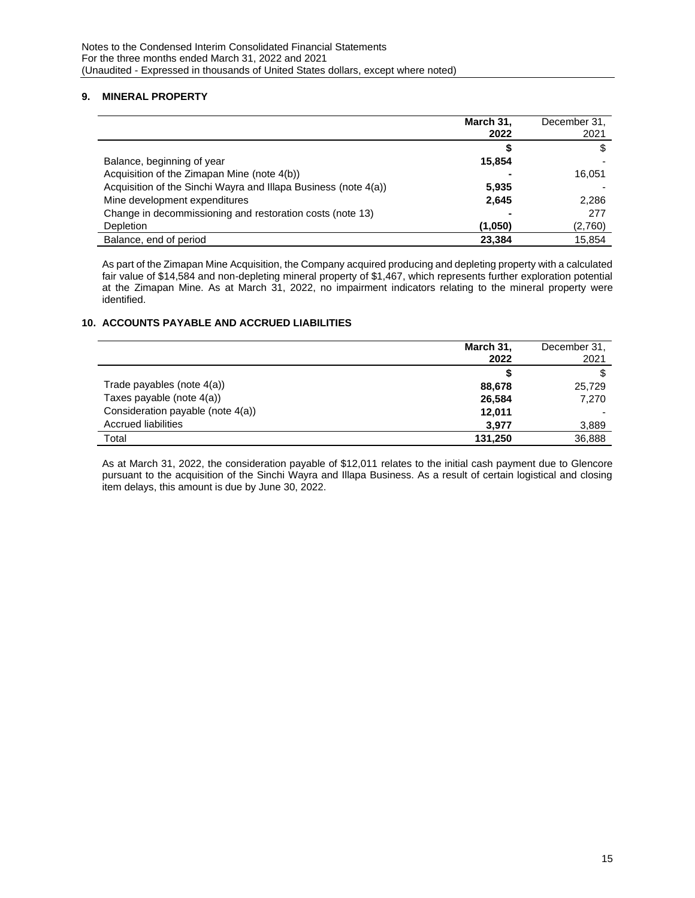## 9. MINERAL PROPERTY

| | **March 31, 2022** | December 31, 2021 |
|---|---|---|
| | **$** | $ |
| Balance, beginning of year | **15,854** | - |
| Acquisition of the Zimapan Mine (note 4(b)) | **-** | 16,051 |
| Acquisition of the Sinchi Wayra and Illapa Business (note 4(a)) | **5,935** | - |
| Mine development expenditures | **2,645** | 2,286 |
| Change in decommissioning and restoration costs (note 13) | **-** | 277 |
| Depletion | **(1,050)** | (2,760) |
| Balance, end of period | **23,384** | 15,854 |

As part of the Zimapan Mine Acquisition, the Company acquired producing and depleting property with a calculated fair value of $14,584 and non-depleting mineral property of $1,467, which represents further exploration potential at the Zimapan Mine. As at March 31, 2022, no impairment indicators relating to the mineral property were identified.

## 10. ACCOUNTS PAYABLE AND ACCRUED LIABILITIES

| | **March 31, 2022** | December 31, 2021 |
|---|---|---|
| | **$** | $ |
| Trade payables (note 4(a)) | **88,678** | 25,729 |
| Taxes payable (note 4(a)) | **26,584** | 7,270 |
| Consideration payable (note 4(a)) | **12,011** | - |
| Accrued liabilities | **3,977** | 3,889 |
| Total | **131,250** | 36,888 |

As at March 31, 2022, the consideration payable of $12,011 relates to the initial cash payment due to Glencore pursuant to the acquisition of the Sinchi Wayra and Illapa Business. As a result of certain logistical and closing item delays, this amount is due by June 30, 2022.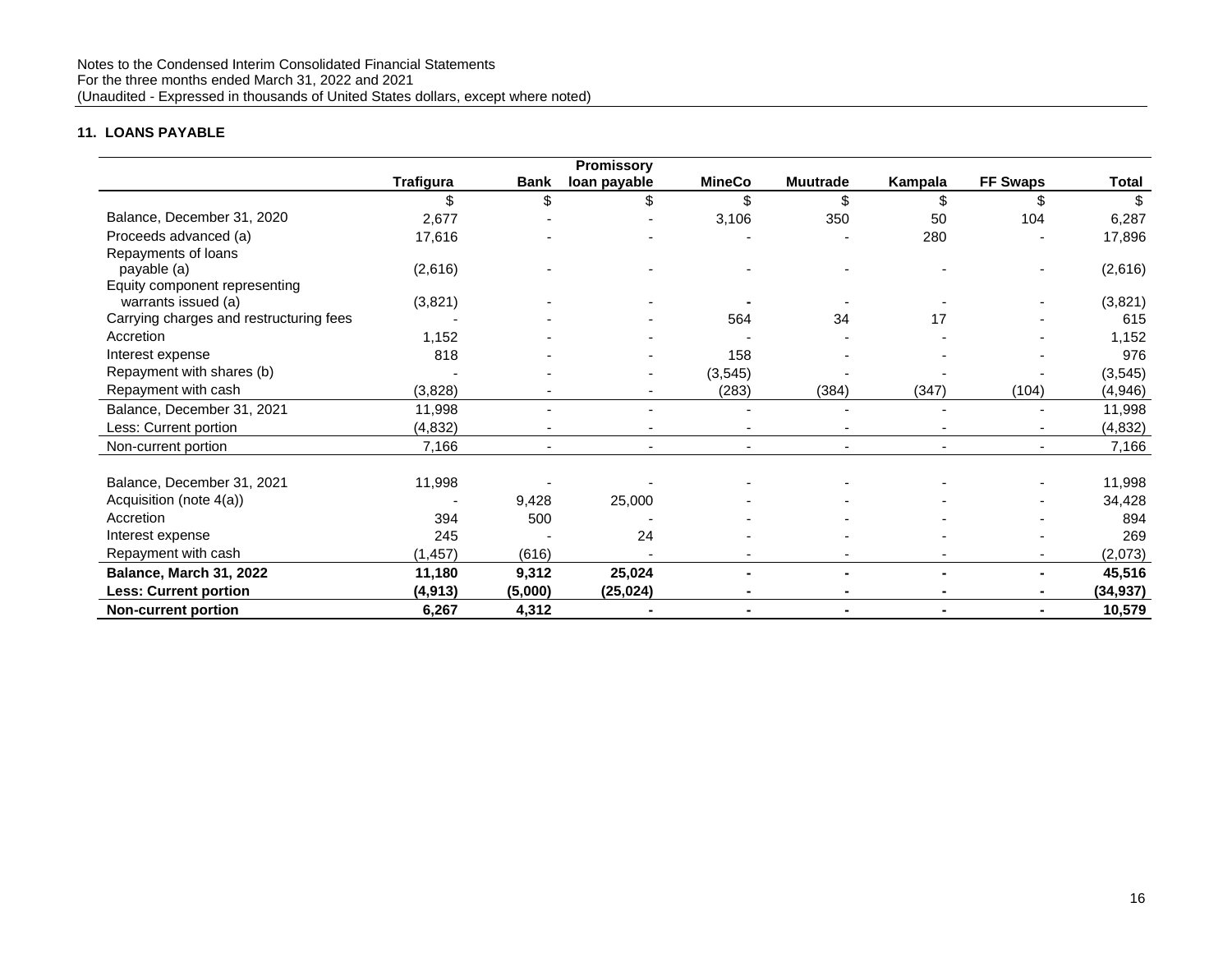Notes to the Condensed Interim Consolidated Financial Statements
For the three months ended March 31, 2022 and 2021
(Unaudited - Expressed in thousands of United States dollars, except where noted)

### 11. LOANS PAYABLE

| | Trafigura | Bank | Promissory loan payable | MineCo | Muutrade | Kampala | FF Swaps | Total |
|---|---|---|---|---|---|---|---|---|
| | $ | $ | $ | $ | $ | $ | $ | $ |
| Balance, December 31, 2020 | 2,677 | - | - | 3,106 | 350 | 50 | 104 | 6,287 |
| Proceeds advanced (a) | 17,616 | - | - | - | - | 280 | - | 17,896 |
| Repayments of loans payable (a) | (2,616) | - | - | - | - | - | - | (2,616) |
| Equity component representing warrants issued (a) | (3,821) | - | - | - | - | - | - | (3,821) |
| Carrying charges and restructuring fees | - | - | - | 564 | 34 | 17 | - | 615 |
| Accretion | 1,152 | - | - | - | - | - | - | 1,152 |
| Interest expense | 818 | - | - | 158 | - | - | - | 976 |
| Repayment with shares (b) | - | - | - | (3,545) | - | - | - | (3,545) |
| Repayment with cash | (3,828) | - | - | (283) | (384) | (347) | (104) | (4,946) |
| Balance, December 31, 2021 | 11,998 | - | - | - | - | - | - | 11,998 |
| Less: Current portion | (4,832) | - | - | - | - | - | - | (4,832) |
| Non-current portion | 7,166 | - | - | - | - | - | - | 7,166 |
| | | | | | | | | |
| Balance, December 31, 2021 | 11,998 | - | - | - | - | - | - | 11,998 |
| Acquisition (note 4(a)) | - | 9,428 | 25,000 | - | - | - | - | 34,428 |
| Accretion | 394 | 500 | - | - | - | - | - | 894 |
| Interest expense | 245 | - | 24 | - | - | - | - | 269 |
| Repayment with cash | (1,457) | (616) | - | - | - | - | - | (2,073) |
| **Balance, March 31, 2022** | **11,180** | **9,312** | **25,024** | **-** | **-** | **-** | **-** | **45,516** |
| **Less: Current portion** | **(4,913)** | **(5,000)** | **(25,024)** | **-** | **-** | **-** | **-** | **(34,937)** |
| **Non-current portion** | **6,267** | **4,312** | **-** | **-** | **-** | **-** | **-** | **10,579** |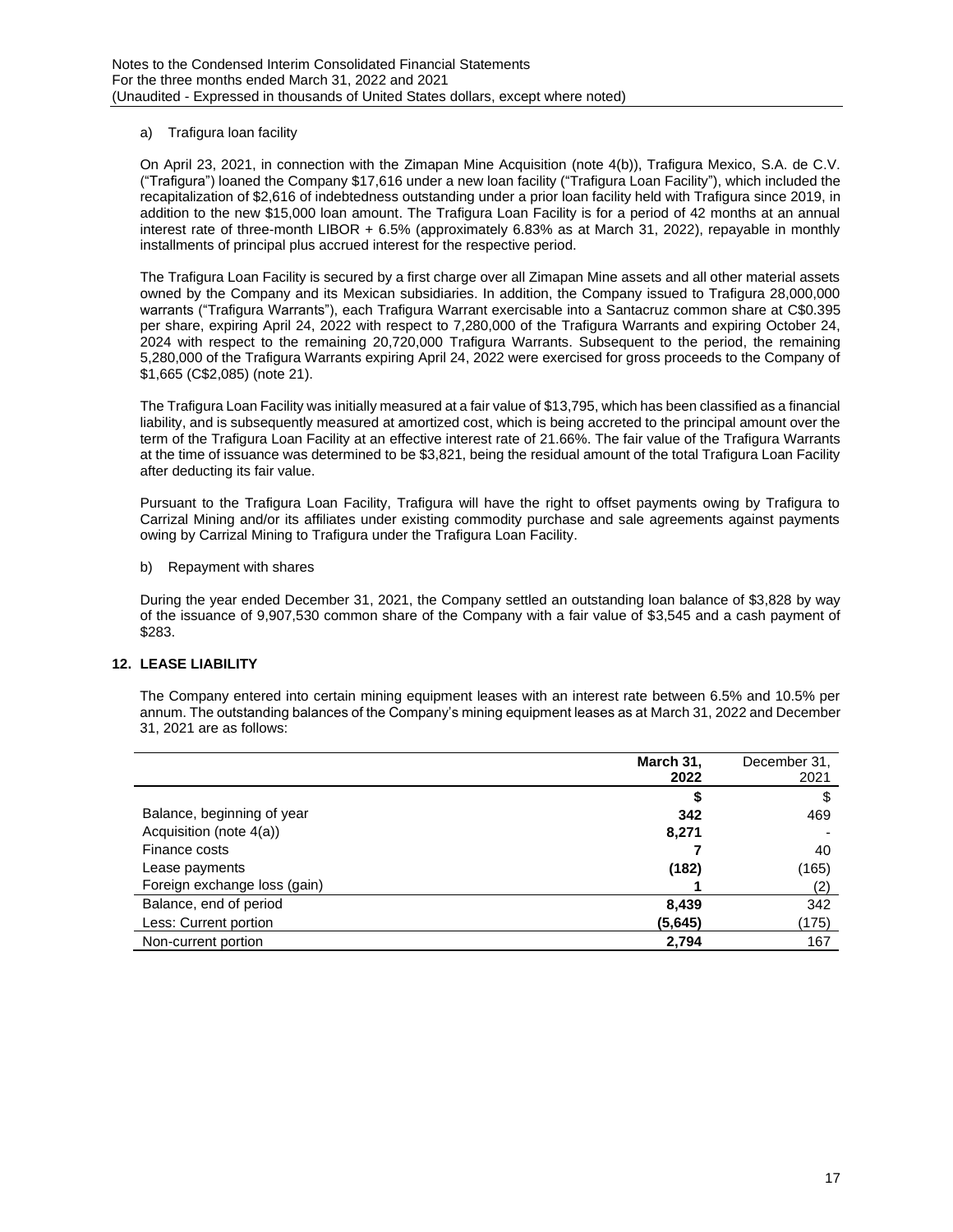a) Trafigura loan facility

On April 23, 2021, in connection with the Zimapan Mine Acquisition (note 4(b)), Trafigura Mexico, S.A. de C.V. ("Trafigura") loaned the Company $17,616 under a new loan facility ("Trafigura Loan Facility"), which included the recapitalization of $2,616 of indebtedness outstanding under a prior loan facility held with Trafigura since 2019, in addition to the new $15,000 loan amount. The Trafigura Loan Facility is for a period of 42 months at an annual interest rate of three-month LIBOR + 6.5% (approximately 6.83% as at March 31, 2022), repayable in monthly installments of principal plus accrued interest for the respective period.

The Trafigura Loan Facility is secured by a first charge over all Zimapan Mine assets and all other material assets owned by the Company and its Mexican subsidiaries. In addition, the Company issued to Trafigura 28,000,000 warrants ("Trafigura Warrants"), each Trafigura Warrant exercisable into a Santacruz common share at C$0.395 per share, expiring April 24, 2022 with respect to 7,280,000 of the Trafigura Warrants and expiring October 24, 2024 with respect to the remaining 20,720,000 Trafigura Warrants. Subsequent to the period, the remaining 5,280,000 of the Trafigura Warrants expiring April 24, 2022 were exercised for gross proceeds to the Company of $1,665 (C$2,085) (note 21).

The Trafigura Loan Facility was initially measured at a fair value of $13,795, which has been classified as a financial liability, and is subsequently measured at amortized cost, which is being accreted to the principal amount over the term of the Trafigura Loan Facility at an effective interest rate of 21.66%. The fair value of the Trafigura Warrants at the time of issuance was determined to be $3,821, being the residual amount of the total Trafigura Loan Facility after deducting its fair value.

Pursuant to the Trafigura Loan Facility, Trafigura will have the right to offset payments owing by Trafigura to Carrizal Mining and/or its affiliates under existing commodity purchase and sale agreements against payments owing by Carrizal Mining to Trafigura under the Trafigura Loan Facility.

b) Repayment with shares

During the year ended December 31, 2021, the Company settled an outstanding loan balance of $3,828 by way of the issuance of 9,907,530 common share of the Company with a fair value of $3,545 and a cash payment of $283.

## 12. LEASE LIABILITY

The Company entered into certain mining equipment leases with an interest rate between 6.5% and 10.5% per annum. The outstanding balances of the Company's mining equipment leases as at March 31, 2022 and December 31, 2021 are as follows:

| | **March 31, 2022** | December 31, 2021 |
|---|---|---|
| | **$** | $ |
| Balance, beginning of year | **342** | 469 |
| Acquisition (note 4(a)) | **8,271** | - |
| Finance costs | **7** | 40 |
| Lease payments | **(182)** | (165) |
| Foreign exchange loss (gain) | **1** | (2) |
| Balance, end of period | **8,439** | 342 |
| Less: Current portion | **(5,645)** | (175) |
| Non-current portion | **2,794** | 167 |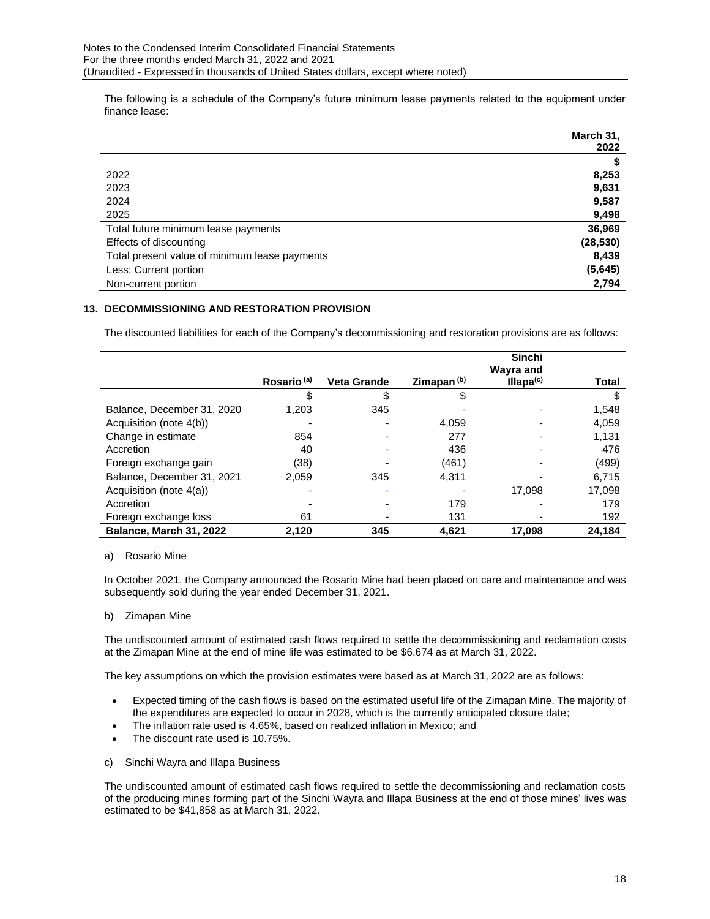The following is a schedule of the Company's future minimum lease payments related to the equipment under finance lease:

| | March 31, 2022 |
|---|---|
| | **$** |
| 2022 | **8,253** |
| 2023 | **9,631** |
| 2024 | **9,587** |
| 2025 | **9,498** |
| Total future minimum lease payments | **36,969** |
| Effects of discounting | **(28,530)** |
| Total present value of minimum lease payments | **8,439** |
| Less: Current portion | **(5,645)** |
| Non-current portion | **2,794** |

## 13. DECOMMISSIONING AND RESTORATION PROVISION

The discounted liabilities for each of the Company's decommissioning and restoration provisions are as follows:

| | Rosario [(a)] | Veta Grande | Zimapan [(b)] | Sinchi Wayra and Illapa[(c)] | Total |
|---|---|---|---|---|---|
| | $ | $ | $ | | $ |
| Balance, December 31, 2020 | 1,203 | 345 | - | - | 1,548 |
| Acquisition (note 4(b)) | - | - | 4,059 | - | 4,059 |
| Change in estimate | 854 | - | 277 | - | 1,131 |
| Accretion | 40 | - | 436 | - | 476 |
| Foreign exchange gain | (38) | - | (461) | - | (499) |
| Balance, December 31, 2021 | 2,059 | 345 | 4,311 | - | 6,715 |
| Acquisition (note 4(a)) | - | - | - | 17,098 | 17,098 |
| Accretion | - | - | 179 | - | 179 |
| Foreign exchange loss | 61 | - | 131 | - | 192 |
| **Balance, March 31, 2022** | **2,120** | **345** | **4,621** | **17,098** | **24,184** |

a) Rosario Mine

In October 2021, the Company announced the Rosario Mine had been placed on care and maintenance and was subsequently sold during the year ended December 31, 2021.

b) Zimapan Mine

The undiscounted amount of estimated cash flows required to settle the decommissioning and reclamation costs at the Zimapan Mine at the end of mine life was estimated to be $6,674 as at March 31, 2022.

The key assumptions on which the provision estimates were based as at March 31, 2022 are as follows:

- Expected timing of the cash flows is based on the estimated useful life of the Zimapan Mine. The majority of the expenditures are expected to occur in 2028, which is the currently anticipated closure date;
- The inflation rate used is 4.65%, based on realized inflation in Mexico; and
- The discount rate used is 10.75%.

c) Sinchi Wayra and Illapa Business

The undiscounted amount of estimated cash flows required to settle the decommissioning and reclamation costs of the producing mines forming part of the Sinchi Wayra and Illapa Business at the end of those mines' lives was estimated to be $41,858 as at March 31, 2022.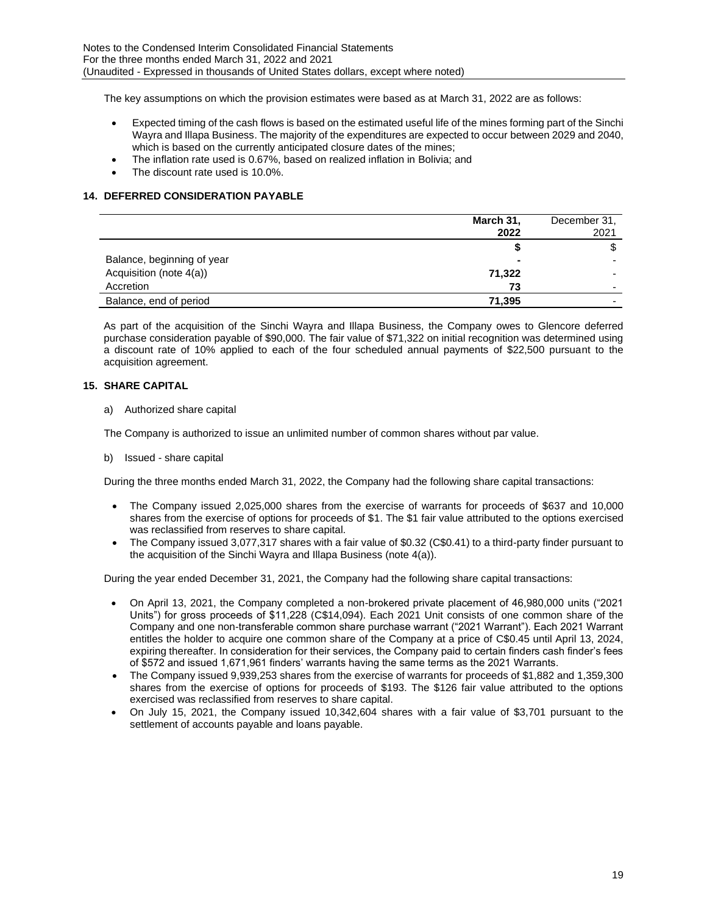The key assumptions on which the provision estimates were based as at March 31, 2022 are as follows:

- Expected timing of the cash flows is based on the estimated useful life of the mines forming part of the Sinchi Wayra and Illapa Business. The majority of the expenditures are expected to occur between 2029 and 2040, which is based on the currently anticipated closure dates of the mines;
- The inflation rate used is 0.67%, based on realized inflation in Bolivia; and
- The discount rate used is 10.0%.

## 14. DEFERRED CONSIDERATION PAYABLE

| | **March 31, 2022** | December 31, 2021 |
|---|---|---|
| | **$** | $ |
| Balance, beginning of year | **-** | - |
| Acquisition (note 4(a)) | **71,322** | - |
| Accretion | **73** | - |
| Balance, end of period | **71,395** | - |

As part of the acquisition of the Sinchi Wayra and Illapa Business, the Company owes to Glencore deferred purchase consideration payable of $90,000. The fair value of $71,322 on initial recognition was determined using a discount rate of 10% applied to each of the four scheduled annual payments of $22,500 pursuant to the acquisition agreement.

## 15. SHARE CAPITAL

a) Authorized share capital

The Company is authorized to issue an unlimited number of common shares without par value.

b) Issued - share capital

During the three months ended March 31, 2022, the Company had the following share capital transactions:

- The Company issued 2,025,000 shares from the exercise of warrants for proceeds of $637 and 10,000 shares from the exercise of options for proceeds of $1. The $1 fair value attributed to the options exercised was reclassified from reserves to share capital.
- The Company issued 3,077,317 shares with a fair value of $0.32 (C$0.41) to a third-party finder pursuant to the acquisition of the Sinchi Wayra and Illapa Business (note 4(a)).

During the year ended December 31, 2021, the Company had the following share capital transactions:

- On April 13, 2021, the Company completed a non-brokered private placement of 46,980,000 units ("2021 Units") for gross proceeds of $11,228 (C$14,094). Each 2021 Unit consists of one common share of the Company and one non-transferable common share purchase warrant ("2021 Warrant"). Each 2021 Warrant entitles the holder to acquire one common share of the Company at a price of C$0.45 until April 13, 2024, expiring thereafter. In consideration for their services, the Company paid to certain finders cash finder's fees of $572 and issued 1,671,961 finders' warrants having the same terms as the 2021 Warrants.
- The Company issued 9,939,253 shares from the exercise of warrants for proceeds of $1,882 and 1,359,300 shares from the exercise of options for proceeds of $193. The $126 fair value attributed to the options exercised was reclassified from reserves to share capital.
- On July 15, 2021, the Company issued 10,342,604 shares with a fair value of $3,701 pursuant to the settlement of accounts payable and loans payable.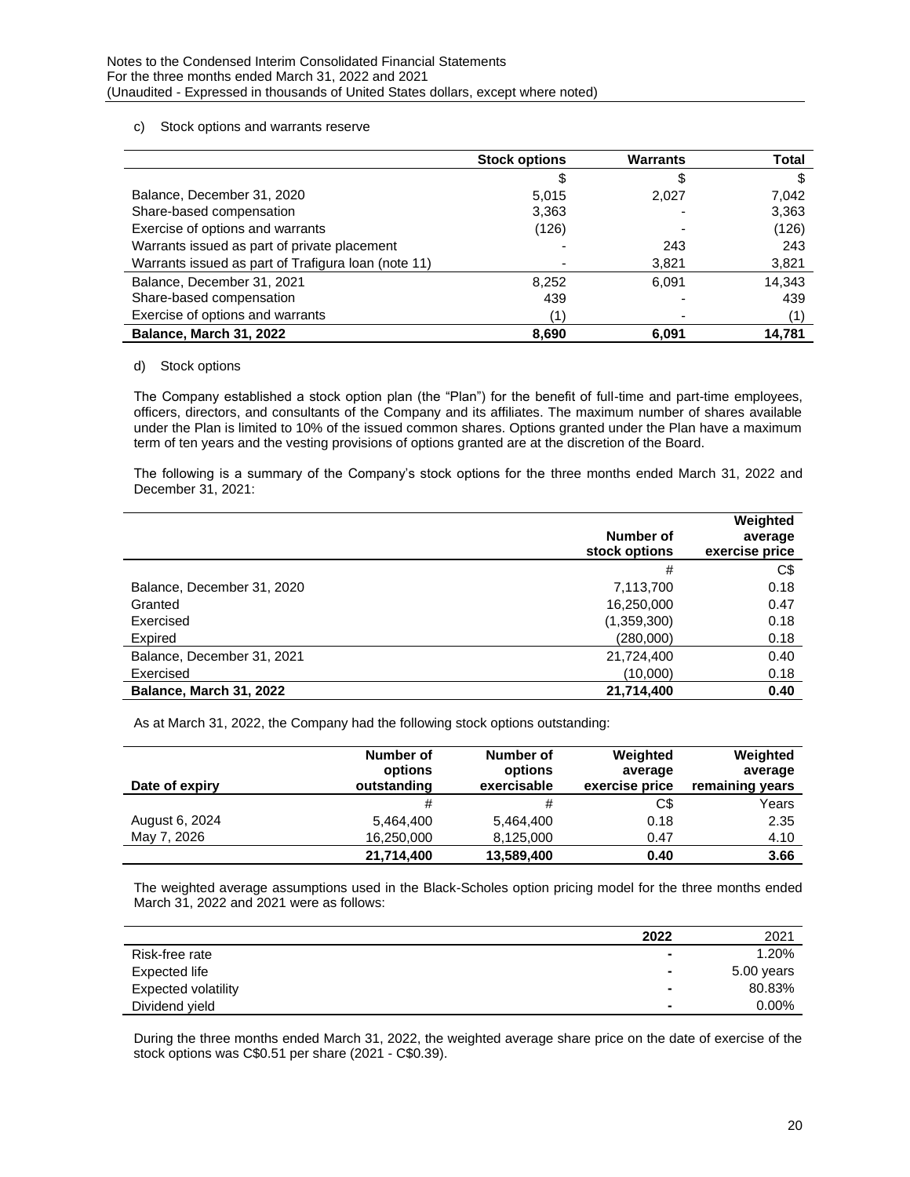c) Stock options and warrants reserve

| | Stock options | Warrants | Total |
|---|---|---|---|
| | $ | $ | $ |
| Balance, December 31, 2020 | 5,015 | 2,027 | 7,042 |
| Share-based compensation | 3,363 | - | 3,363 |
| Exercise of options and warrants | (126) | - | (126) |
| Warrants issued as part of private placement | - | 243 | 243 |
| Warrants issued as part of Trafigura loan (note 11) | - | 3,821 | 3,821 |
| Balance, December 31, 2021 | 8,252 | 6,091 | 14,343 |
| Share-based compensation | 439 | - | 439 |
| Exercise of options and warrants | (1) | - | (1) |
| **Balance, March 31, 2022** | **8,690** | **6,091** | **14,781** |

d) Stock options

The Company established a stock option plan (the "Plan") for the benefit of full-time and part-time employees, officers, directors, and consultants of the Company and its affiliates. The maximum number of shares available under the Plan is limited to 10% of the issued common shares. Options granted under the Plan have a maximum term of ten years and the vesting provisions of options granted are at the discretion of the Board.

The following is a summary of the Company's stock options for the three months ended March 31, 2022 and December 31, 2021:

| | Number of stock options | Weighted average exercise price |
|---|---|---|
| | # | C$ |
| Balance, December 31, 2020 | 7,113,700 | 0.18 |
| Granted | 16,250,000 | 0.47 |
| Exercised | (1,359,300) | 0.18 |
| Expired | (280,000) | 0.18 |
| Balance, December 31, 2021 | 21,724,400 | 0.40 |
| Exercised | (10,000) | 0.18 |
| **Balance, March 31, 2022** | **21,714,400** | **0.40** |

As at March 31, 2022, the Company had the following stock options outstanding:

| Date of expiry | Number of options outstanding | Number of options exercisable | Weighted average exercise price | Weighted average remaining years |
|---|---|---|---|---|
| | # | # | C$ | Years |
| August 6, 2024 | 5,464,400 | 5,464,400 | 0.18 | 2.35 |
| May 7, 2026 | 16,250,000 | 8,125,000 | 0.47 | 4.10 |
| | **21,714,400** | **13,589,400** | **0.40** | **3.66** |

The weighted average assumptions used in the Black-Scholes option pricing model for the three months ended March 31, 2022 and 2021 were as follows:

| | 2022 | 2021 |
|---|---|---|
| Risk-free rate | - | 1.20% |
| Expected life | - | 5.00 years |
| Expected volatility | - | 80.83% |
| Dividend yield | - | 0.00% |

During the three months ended March 31, 2022, the weighted average share price on the date of exercise of the stock options was C$0.51 per share (2021 - C$0.39).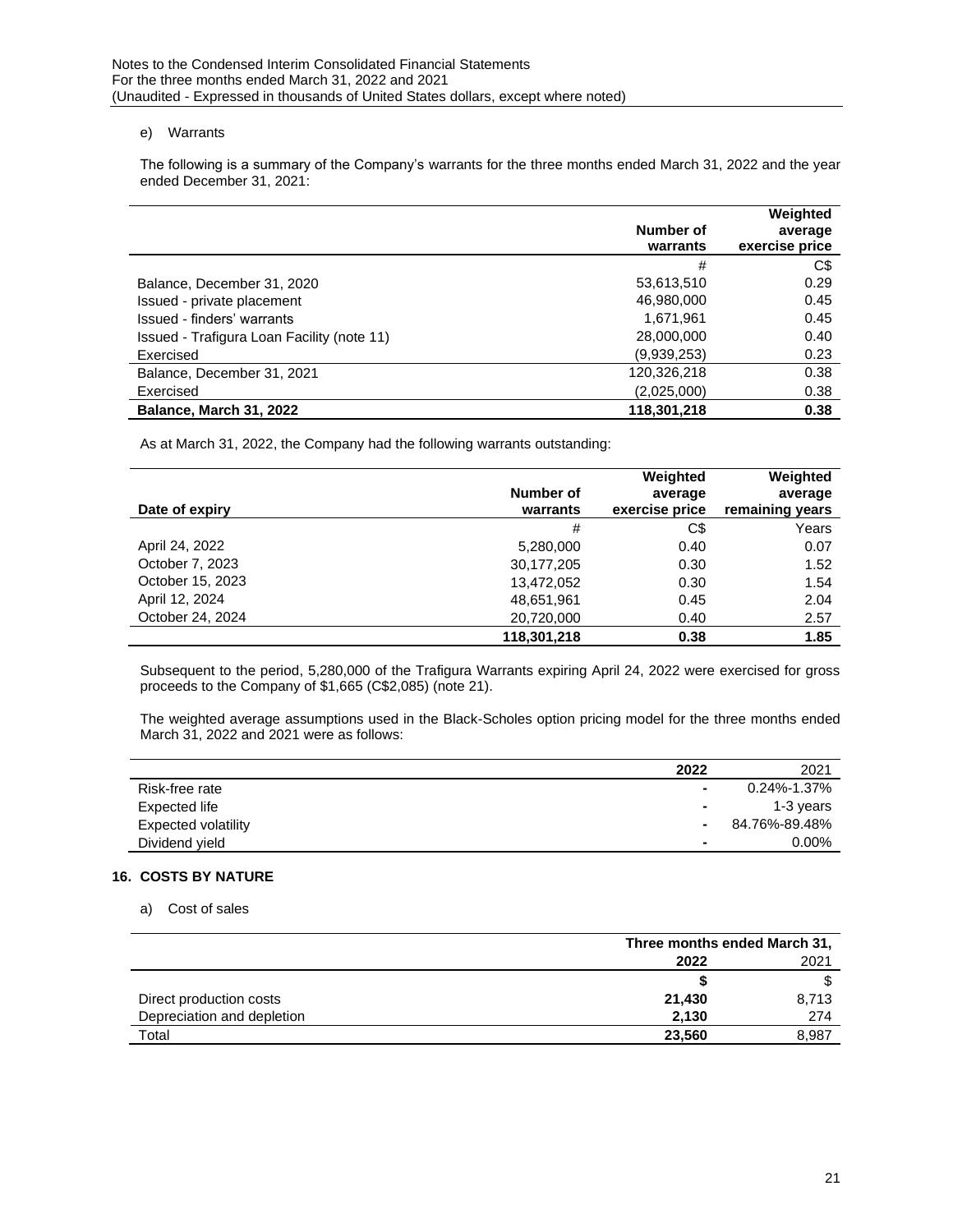e) Warrants

The following is a summary of the Company's warrants for the three months ended March 31, 2022 and the year ended December 31, 2021:

| | Number of warrants | Weighted average exercise price |
|---|---|---|
| | # | C$ |
| Balance, December 31, 2020 | 53,613,510 | 0.29 |
| Issued - private placement | 46,980,000 | 0.45 |
| Issued - finders' warrants | 1,671,961 | 0.45 |
| Issued - Trafigura Loan Facility (note 11) | 28,000,000 | 0.40 |
| Exercised | (9,939,253) | 0.23 |
| Balance, December 31, 2021 | 120,326,218 | 0.38 |
| Exercised | (2,025,000) | 0.38 |
| **Balance, March 31, 2022** | **118,301,218** | **0.38** |

As at March 31, 2022, the Company had the following warrants outstanding:

| Date of expiry | Number of warrants | Weighted average exercise price | Weighted average remaining years |
|---|---|---|---|
| | # | C$ | Years |
| April 24, 2022 | 5,280,000 | 0.40 | 0.07 |
| October 7, 2023 | 30,177,205 | 0.30 | 1.52 |
| October 15, 2023 | 13,472,052 | 0.30 | 1.54 |
| April 12, 2024 | 48,651,961 | 0.45 | 2.04 |
| October 24, 2024 | 20,720,000 | 0.40 | 2.57 |
| | **118,301,218** | **0.38** | **1.85** |

Subsequent to the period, 5,280,000 of the Trafigura Warrants expiring April 24, 2022 were exercised for gross proceeds to the Company of $1,665 (C$2,085) (note 21).

The weighted average assumptions used in the Black-Scholes option pricing model for the three months ended March 31, 2022 and 2021 were as follows:

| | 2022 | 2021 |
|---|---|---|
| Risk-free rate | - | 0.24%-1.37% |
| Expected life | - | 1-3 years |
| Expected volatility | - | 84.76%-89.48% |
| Dividend yield | - | 0.00% |

## 16. COSTS BY NATURE

a) Cost of sales

| | Three months ended March 31, | |
|---|---|---|
| | 2022 | 2021 |
| | $ | $ |
| Direct production costs | 21,430 | 8,713 |
| Depreciation and depletion | 2,130 | 274 |
| Total | 23,560 | 8,987 |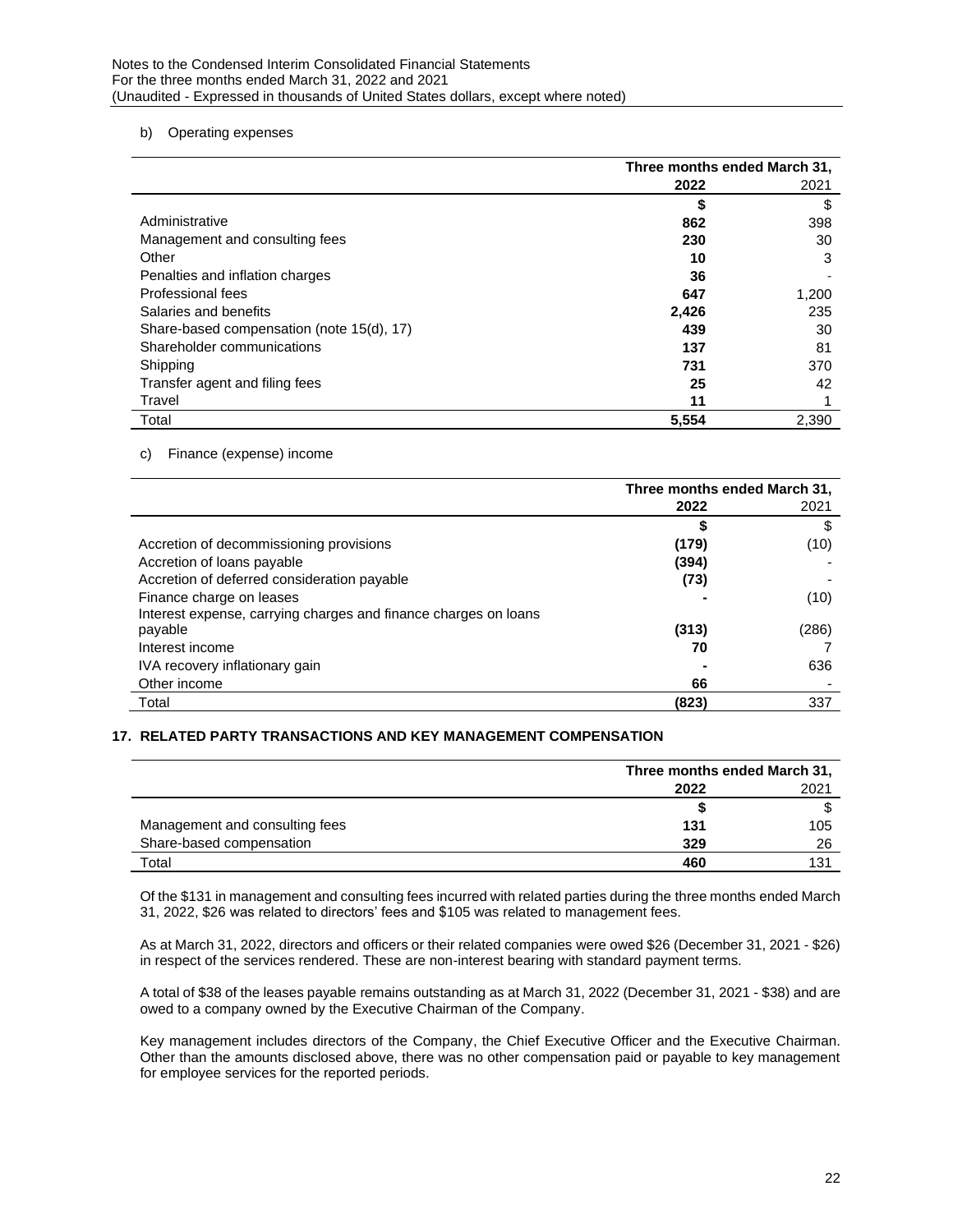b) Operating expenses

| | Three months ended March 31, | |
|---|---|---|
| | **2022** | 2021 |
| | **$** | $ |
| Administrative | **862** | 398 |
| Management and consulting fees | **230** | 30 |
| Other | **10** | 3 |
| Penalties and inflation charges | **36** | - |
| Professional fees | **647** | 1,200 |
| Salaries and benefits | **2,426** | 235 |
| Share-based compensation (note 15(d), 17) | **439** | 30 |
| Shareholder communications | **137** | 81 |
| Shipping | **731** | 370 |
| Transfer agent and filing fees | **25** | 42 |
| Travel | **11** | 1 |
| Total | **5,554** | 2,390 |

c) Finance (expense) income

| | Three months ended March 31, | |
|---|---|---|
| | **2022** | 2021 |
| | **$** | $ |
| Accretion of decommissioning provisions | **(179)** | (10) |
| Accretion of loans payable | **(394)** | - |
| Accretion of deferred consideration payable | **(73)** | - |
| Finance charge on leases | **-** | (10) |
| Interest expense, carrying charges and finance charges on loans payable | **(313)** | (286) |
| Interest income | **70** | 7 |
| IVA recovery inflationary gain | **-** | 636 |
| Other income | **66** | - |
| Total | **(823)** | 337 |

## 17. RELATED PARTY TRANSACTIONS AND KEY MANAGEMENT COMPENSATION

| | Three months ended March 31, | |
|---|---|---|
| | **2022** | 2021 |
| | **$** | $ |
| Management and consulting fees | **131** | 105 |
| Share-based compensation | **329** | 26 |
| Total | **460** | 131 |

Of the $131 in management and consulting fees incurred with related parties during the three months ended March 31, 2022, $26 was related to directors' fees and $105 was related to management fees.

As at March 31, 2022, directors and officers or their related companies were owed $26 (December 31, 2021 - $26) in respect of the services rendered. These are non-interest bearing with standard payment terms.

A total of $38 of the leases payable remains outstanding as at March 31, 2022 (December 31, 2021 - $38) and are owed to a company owned by the Executive Chairman of the Company.

Key management includes directors of the Company, the Chief Executive Officer and the Executive Chairman. Other than the amounts disclosed above, there was no other compensation paid or payable to key management for employee services for the reported periods.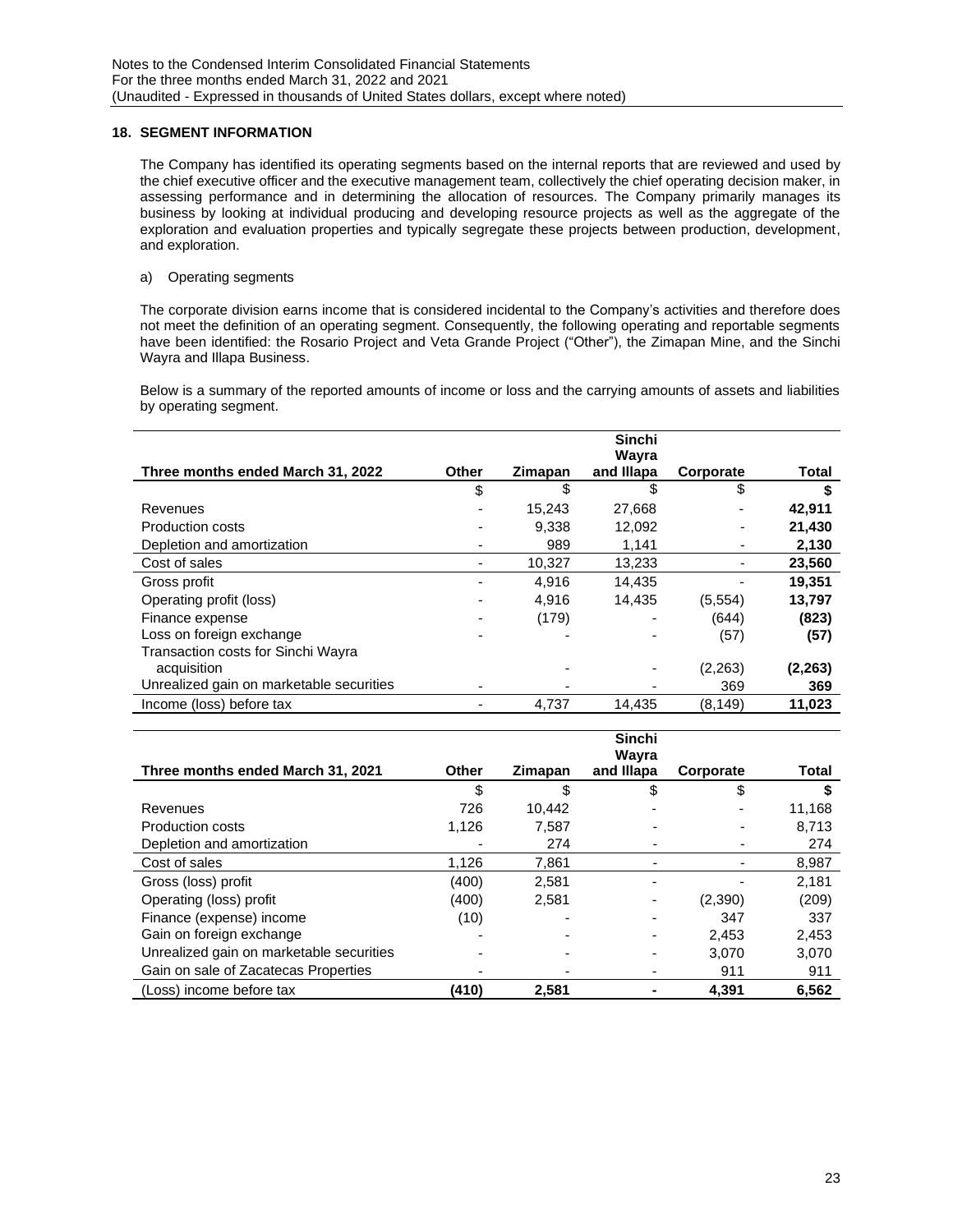## 18. SEGMENT INFORMATION

The Company has identified its operating segments based on the internal reports that are reviewed and used by the chief executive officer and the executive management team, collectively the chief operating decision maker, in assessing performance and in determining the allocation of resources. The Company primarily manages its business by looking at individual producing and developing resource projects as well as the aggregate of the exploration and evaluation properties and typically segregate these projects between production, development, and exploration.

a) Operating segments

The corporate division earns income that is considered incidental to the Company's activities and therefore does not meet the definition of an operating segment. Consequently, the following operating and reportable segments have been identified: the Rosario Project and Veta Grande Project ("Other"), the Zimapan Mine, and the Sinchi Wayra and Illapa Business.

Below is a summary of the reported amounts of income or loss and the carrying amounts of assets and liabilities by operating segment.

| Three months ended March 31, 2022 | Other | Zimapan | Sinchi Wayra and Illapa | Corporate | Total |
|---|---|---|---|---|---|
| | $ | $ | $ | $ | **$** |
| Revenues | - | 15,243 | 27,668 | - | **42,911** |
| Production costs | - | 9,338 | 12,092 | - | **21,430** |
| Depletion and amortization | - | 989 | 1,141 | - | **2,130** |
| Cost of sales | - | 10,327 | 13,233 | - | **23,560** |
| Gross profit | - | 4,916 | 14,435 | - | **19,351** |
| Operating profit (loss) | - | 4,916 | 14,435 | (5,554) | **13,797** |
| Finance expense | - | (179) | - | (644) | **(823)** |
| Loss on foreign exchange | - | - | - | (57) | **(57)** |
| Transaction costs for Sinchi Wayra acquisition | | - | - | (2,263) | **(2,263)** |
| Unrealized gain on marketable securities | - | - | - | 369 | **369** |
| Income (loss) before tax | - | 4,737 | 14,435 | (8,149) | **11,023** |

| Three months ended March 31, 2021 | Other | Zimapan | Sinchi Wayra and Illapa | Corporate | Total |
|---|---|---|---|---|---|
| | $ | $ | $ | $ | **$** |
| Revenues | 726 | 10,442 | - | - | 11,168 |
| Production costs | 1,126 | 7,587 | - | - | 8,713 |
| Depletion and amortization | - | 274 | - | - | 274 |
| Cost of sales | 1,126 | 7,861 | - | - | 8,987 |
| Gross (loss) profit | (400) | 2,581 | - | - | 2,181 |
| Operating (loss) profit | (400) | 2,581 | - | (2,390) | (209) |
| Finance (expense) income | (10) | - | - | 347 | 337 |
| Gain on foreign exchange | - | - | - | 2,453 | 2,453 |
| Unrealized gain on marketable securities | - | - | - | 3,070 | 3,070 |
| Gain on sale of Zacatecas Properties | - | - | - | 911 | 911 |
| (Loss) income before tax | **(410)** | **2,581** | **-** | **4,391** | **6,562** |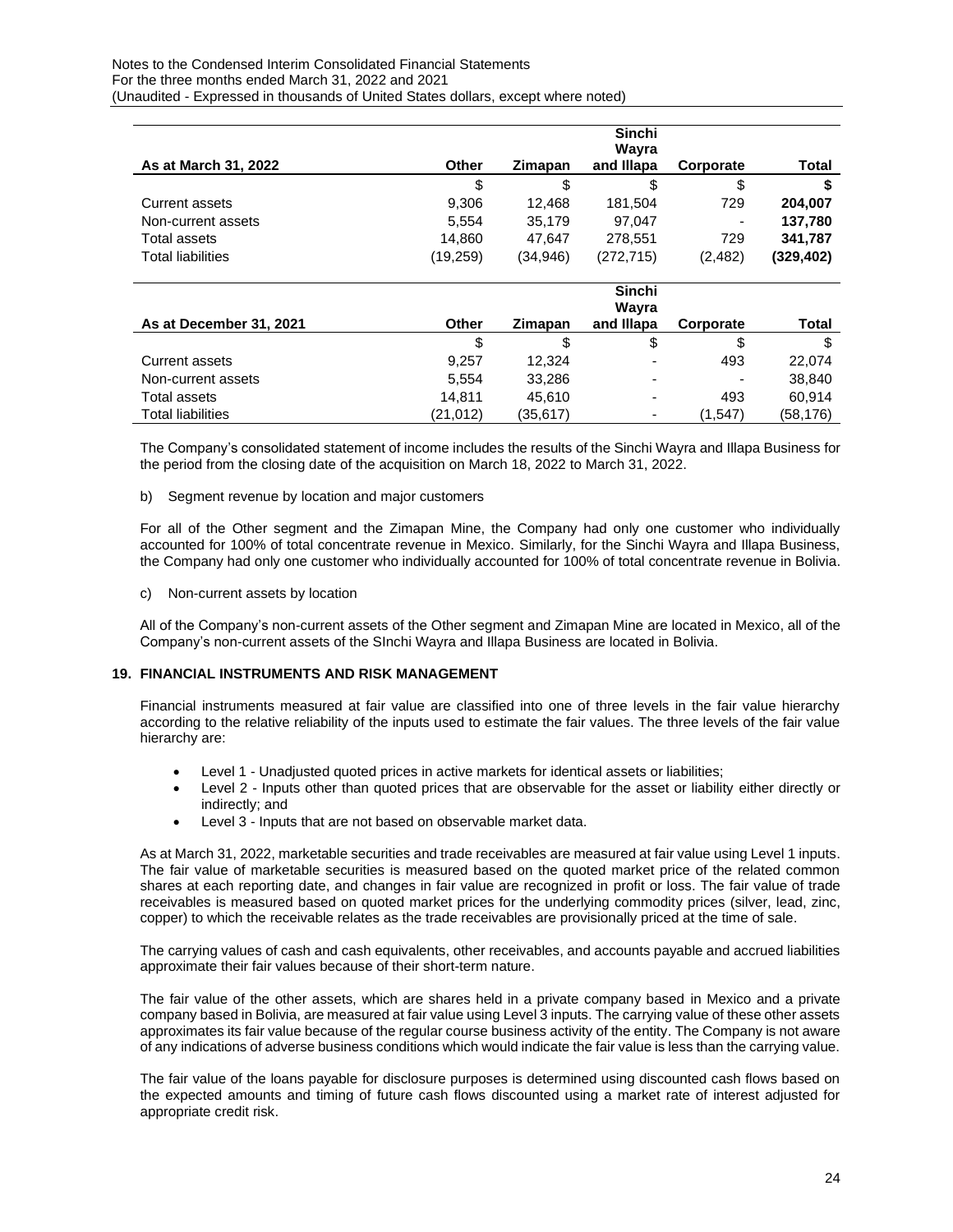| As at March 31, 2022 | Other | Zimapan | Sinchi Wayra and Illapa | Corporate | Total |
|---|---|---|---|---|---|
| | $ | $ | $ | $ | **$** |
| Current assets | 9,306 | 12,468 | 181,504 | 729 | **204,007** |
| Non-current assets | 5,554 | 35,179 | 97,047 | - | **137,780** |
| Total assets | 14,860 | 47,647 | 278,551 | 729 | **341,787** |
| Total liabilities | (19,259) | (34,946) | (272,715) | (2,482) | **(329,402)** |

| As at December 31, 2021 | Other | Zimapan | Sinchi Wayra and Illapa | Corporate | Total |
|---|---|---|---|---|---|
| | $ | $ | $ | $ | $ |
| Current assets | 9,257 | 12,324 | - | 493 | 22,074 |
| Non-current assets | 5,554 | 33,286 | - | - | 38,840 |
| Total assets | 14,811 | 45,610 | - | 493 | 60,914 |
| Total liabilities | (21,012) | (35,617) | - | (1,547) | (58,176) |

The Company's consolidated statement of income includes the results of the Sinchi Wayra and Illapa Business for the period from the closing date of the acquisition on March 18, 2022 to March 31, 2022.

b) Segment revenue by location and major customers

For all of the Other segment and the Zimapan Mine, the Company had only one customer who individually accounted for 100% of total concentrate revenue in Mexico. Similarly, for the Sinchi Wayra and Illapa Business, the Company had only one customer who individually accounted for 100% of total concentrate revenue in Bolivia.

c) Non-current assets by location

All of the Company's non-current assets of the Other segment and Zimapan Mine are located in Mexico, all of the Company's non-current assets of the SInchi Wayra and Illapa Business are located in Bolivia.

## 19. FINANCIAL INSTRUMENTS AND RISK MANAGEMENT

Financial instruments measured at fair value are classified into one of three levels in the fair value hierarchy according to the relative reliability of the inputs used to estimate the fair values. The three levels of the fair value hierarchy are:

- Level 1 - Unadjusted quoted prices in active markets for identical assets or liabilities;
- Level 2 - Inputs other than quoted prices that are observable for the asset or liability either directly or indirectly; and
- Level 3 - Inputs that are not based on observable market data.

As at March 31, 2022, marketable securities and trade receivables are measured at fair value using Level 1 inputs. The fair value of marketable securities is measured based on the quoted market price of the related common shares at each reporting date, and changes in fair value are recognized in profit or loss. The fair value of trade receivables is measured based on quoted market prices for the underlying commodity prices (silver, lead, zinc, copper) to which the receivable relates as the trade receivables are provisionally priced at the time of sale.

The carrying values of cash and cash equivalents, other receivables, and accounts payable and accrued liabilities approximate their fair values because of their short-term nature.

The fair value of the other assets, which are shares held in a private company based in Mexico and a private company based in Bolivia, are measured at fair value using Level 3 inputs. The carrying value of these other assets approximates its fair value because of the regular course business activity of the entity. The Company is not aware of any indications of adverse business conditions which would indicate the fair value is less than the carrying value.

The fair value of the loans payable for disclosure purposes is determined using discounted cash flows based on the expected amounts and timing of future cash flows discounted using a market rate of interest adjusted for appropriate credit risk.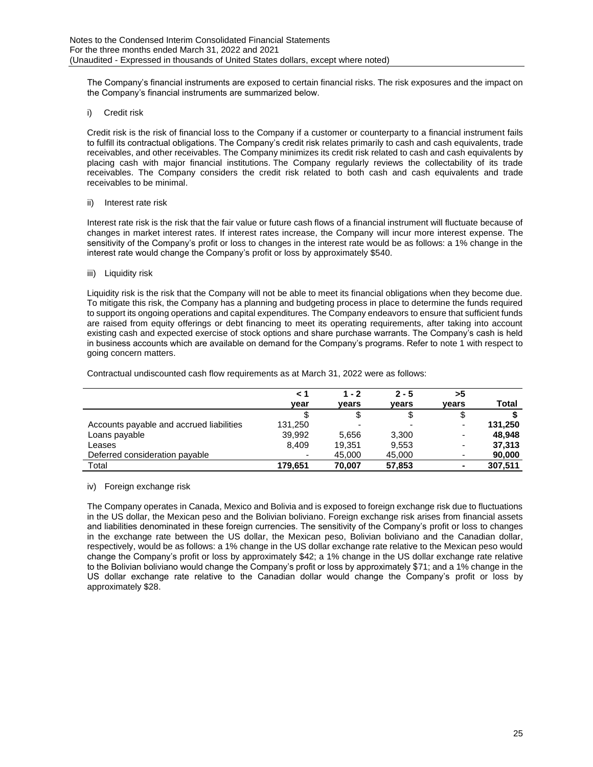The Company's financial instruments are exposed to certain financial risks. The risk exposures and the impact on the Company's financial instruments are summarized below.

i) Credit risk

Credit risk is the risk of financial loss to the Company if a customer or counterparty to a financial instrument fails to fulfill its contractual obligations. The Company's credit risk relates primarily to cash and cash equivalents, trade receivables, and other receivables. The Company minimizes its credit risk related to cash and cash equivalents by placing cash with major financial institutions. The Company regularly reviews the collectability of its trade receivables. The Company considers the credit risk related to both cash and cash equivalents and trade receivables to be minimal.

ii) Interest rate risk

Interest rate risk is the risk that the fair value or future cash flows of a financial instrument will fluctuate because of changes in market interest rates. If interest rates increase, the Company will incur more interest expense. The sensitivity of the Company's profit or loss to changes in the interest rate would be as follows: a 1% change in the interest rate would change the Company's profit or loss by approximately $540.

iii) Liquidity risk

Liquidity risk is the risk that the Company will not be able to meet its financial obligations when they become due. To mitigate this risk, the Company has a planning and budgeting process in place to determine the funds required to support its ongoing operations and capital expenditures. The Company endeavors to ensure that sufficient funds are raised from equity offerings or debt financing to meet its operating requirements, after taking into account existing cash and expected exercise of stock options and share purchase warrants. The Company's cash is held in business accounts which are available on demand for the Company's programs. Refer to note 1 with respect to going concern matters.

Contractual undiscounted cash flow requirements as at March 31, 2022 were as follows:

| | < 1 year | 1 - 2 years | 2 - 5 years | >5 years | Total |
|---|---|---|---|---|---|
| | $ | $ | $ | $ | **$** |
| Accounts payable and accrued liabilities | 131,250 | - | - | - | **131,250** |
| Loans payable | 39,992 | 5,656 | 3,300 | - | **48,948** |
| Leases | 8,409 | 19,351 | 9,553 | - | **37,313** |
| Deferred consideration payable | - | 45,000 | 45,000 | - | **90,000** |
| Total | **179,651** | **70,007** | **57,853** | **-** | **307,511** |

iv) Foreign exchange risk

The Company operates in Canada, Mexico and Bolivia and is exposed to foreign exchange risk due to fluctuations in the US dollar, the Mexican peso and the Bolivian boliviano. Foreign exchange risk arises from financial assets and liabilities denominated in these foreign currencies. The sensitivity of the Company's profit or loss to changes in the exchange rate between the US dollar, the Mexican peso, Bolivian boliviano and the Canadian dollar, respectively, would be as follows: a 1% change in the US dollar exchange rate relative to the Mexican peso would change the Company's profit or loss by approximately $42; a 1% change in the US dollar exchange rate relative to the Bolivian boliviano would change the Company's profit or loss by approximately $71; and a 1% change in the US dollar exchange rate relative to the Canadian dollar would change the Company's profit or loss by approximately $28.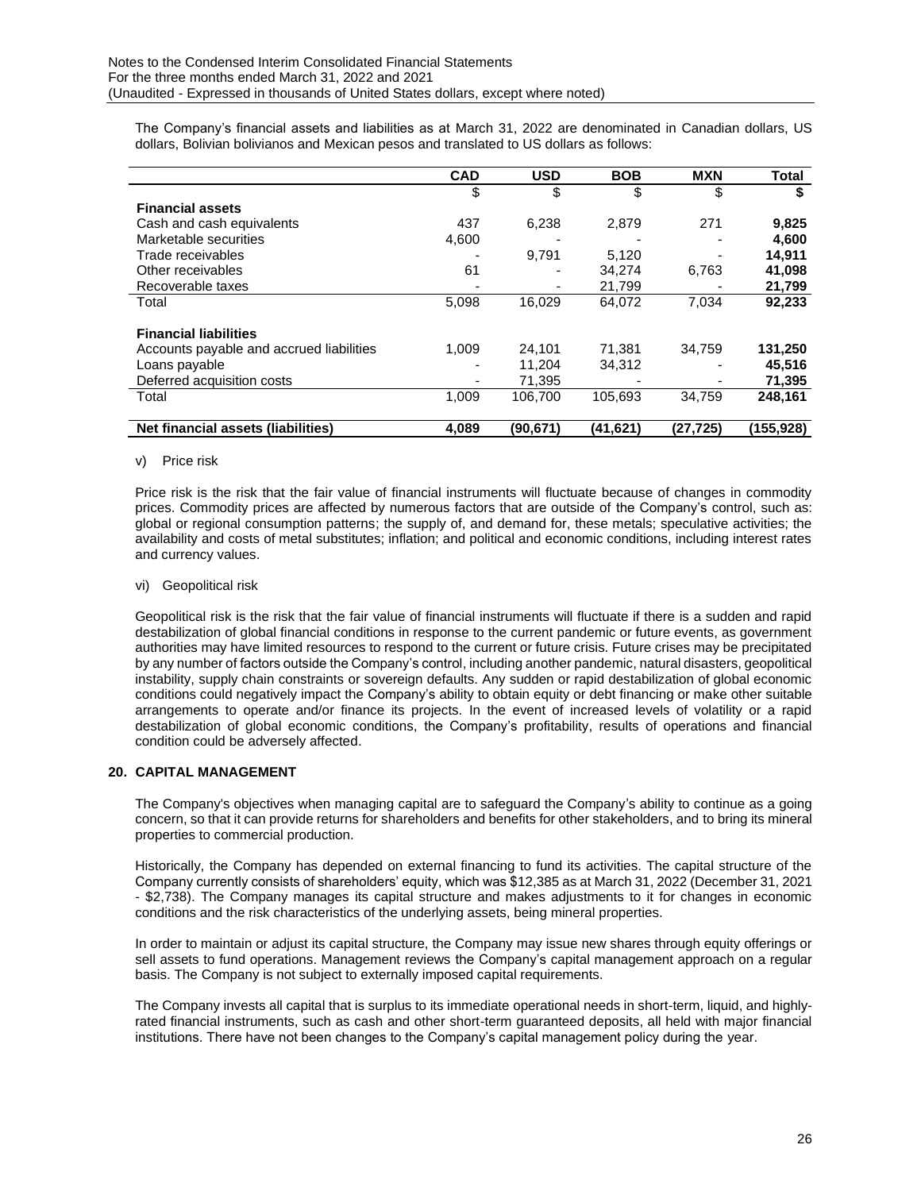The Company's financial assets and liabilities as at March 31, 2022 are denominated in Canadian dollars, US dollars, Bolivian bolivianos and Mexican pesos and translated to US dollars as follows:

| | CAD | USD | BOB | MXN | Total |
|---|---|---|---|---|---|
| | $ | $ | $ | $ | **$** |
| **Financial assets** | | | | | |
| Cash and cash equivalents | 437 | 6,238 | 2,879 | 271 | **9,825** |
| Marketable securities | 4,600 | - | - | - | **4,600** |
| Trade receivables | - | 9,791 | 5,120 | - | **14,911** |
| Other receivables | 61 | - | 34,274 | 6,763 | **41,098** |
| Recoverable taxes | - | - | 21,799 | - | **21,799** |
| Total | 5,098 | 16,029 | 64,072 | 7,034 | **92,233** |
| **Financial liabilities** | | | | | |
| Accounts payable and accrued liabilities | 1,009 | 24,101 | 71,381 | 34,759 | **131,250** |
| Loans payable | - | 11,204 | 34,312 | - | **45,516** |
| Deferred acquisition costs | - | 71,395 | - | - | **71,395** |
| Total | 1,009 | 106,700 | 105,693 | 34,759 | **248,161** |
| **Net financial assets (liabilities)** | **4,089** | **(90,671)** | **(41,621)** | **(27,725)** | **(155,928)** |

v) Price risk

Price risk is the risk that the fair value of financial instruments will fluctuate because of changes in commodity prices. Commodity prices are affected by numerous factors that are outside of the Company's control, such as: global or regional consumption patterns; the supply of, and demand for, these metals; speculative activities; the availability and costs of metal substitutes; inflation; and political and economic conditions, including interest rates and currency values.

vi) Geopolitical risk

Geopolitical risk is the risk that the fair value of financial instruments will fluctuate if there is a sudden and rapid destabilization of global financial conditions in response to the current pandemic or future events, as government authorities may have limited resources to respond to the current or future crisis. Future crises may be precipitated by any number of factors outside the Company's control, including another pandemic, natural disasters, geopolitical instability, supply chain constraints or sovereign defaults. Any sudden or rapid destabilization of global economic conditions could negatively impact the Company's ability to obtain equity or debt financing or make other suitable arrangements to operate and/or finance its projects. In the event of increased levels of volatility or a rapid destabilization of global economic conditions, the Company's profitability, results of operations and financial condition could be adversely affected.

## 20. CAPITAL MANAGEMENT

The Company's objectives when managing capital are to safeguard the Company's ability to continue as a going concern, so that it can provide returns for shareholders and benefits for other stakeholders, and to bring its mineral properties to commercial production.

Historically, the Company has depended on external financing to fund its activities. The capital structure of the Company currently consists of shareholders' equity, which was $12,385 as at March 31, 2022 (December 31, 2021 - $2,738). The Company manages its capital structure and makes adjustments to it for changes in economic conditions and the risk characteristics of the underlying assets, being mineral properties.

In order to maintain or adjust its capital structure, the Company may issue new shares through equity offerings or sell assets to fund operations. Management reviews the Company's capital management approach on a regular basis. The Company is not subject to externally imposed capital requirements.

The Company invests all capital that is surplus to its immediate operational needs in short-term, liquid, and highly-rated financial instruments, such as cash and other short-term guaranteed deposits, all held with major financial institutions. There have not been changes to the Company's capital management policy during the year.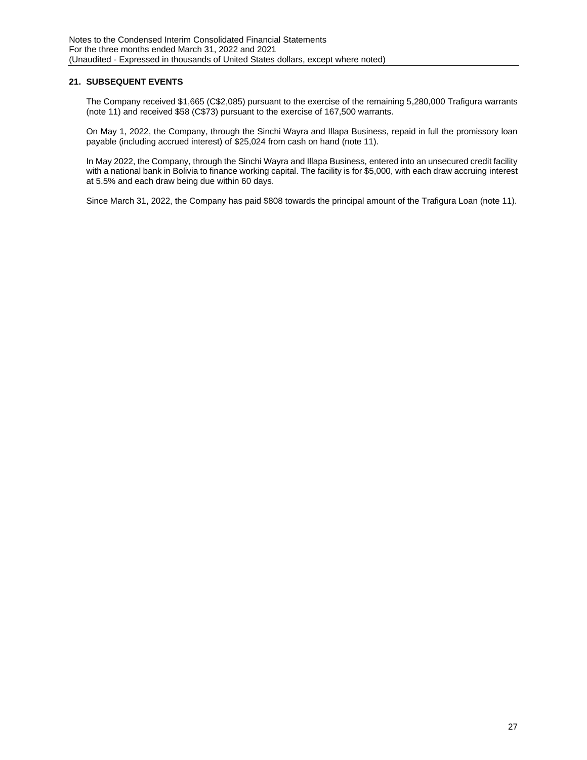## 21. SUBSEQUENT EVENTS

The Company received $1,665 (C$2,085) pursuant to the exercise of the remaining 5,280,000 Trafigura warrants (note 11) and received $58 (C$73) pursuant to the exercise of 167,500 warrants.

On May 1, 2022, the Company, through the Sinchi Wayra and Illapa Business, repaid in full the promissory loan payable (including accrued interest) of $25,024 from cash on hand (note 11).

In May 2022, the Company, through the Sinchi Wayra and Illapa Business, entered into an unsecured credit facility with a national bank in Bolivia to finance working capital. The facility is for $5,000, with each draw accruing interest at 5.5% and each draw being due within 60 days.

Since March 31, 2022, the Company has paid $808 towards the principal amount of the Trafigura Loan (note 11).